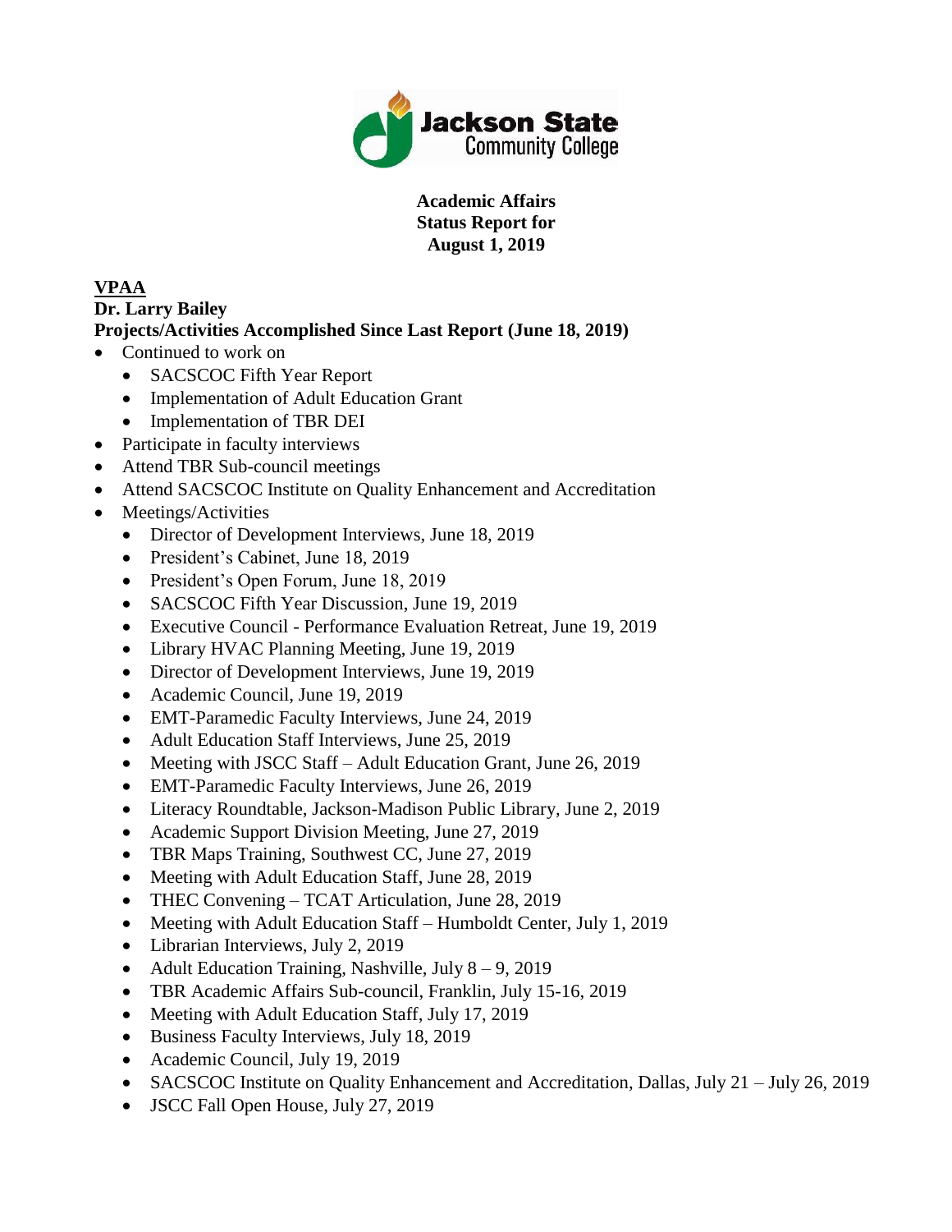Jackson State Community College

**Academic Affairs**
**Status Report for**
**August 1, 2019**

## VPAA

**Dr. Larry Bailey**

**Projects/Activities Accomplished Since Last Report (June 18, 2019)**

- Continued to work on
  - SACSCOC Fifth Year Report
  - Implementation of Adult Education Grant
  - Implementation of TBR DEI
- Participate in faculty interviews
- Attend TBR Sub-council meetings
- Attend SACSCOC Institute on Quality Enhancement and Accreditation
- Meetings/Activities
  - Director of Development Interviews, June 18, 2019
  - President's Cabinet, June 18, 2019
  - President's Open Forum, June 18, 2019
  - SACSCOC Fifth Year Discussion, June 19, 2019
  - Executive Council - Performance Evaluation Retreat, June 19, 2019
  - Library HVAC Planning Meeting, June 19, 2019
  - Director of Development Interviews, June 19, 2019
  - Academic Council, June 19, 2019
  - EMT-Paramedic Faculty Interviews, June 24, 2019
  - Adult Education Staff Interviews, June 25, 2019
  - Meeting with JSCC Staff – Adult Education Grant, June 26, 2019
  - EMT-Paramedic Faculty Interviews, June 26, 2019
  - Literacy Roundtable, Jackson-Madison Public Library, June 2, 2019
  - Academic Support Division Meeting, June 27, 2019
  - TBR Maps Training, Southwest CC, June 27, 2019
  - Meeting with Adult Education Staff, June 28, 2019
  - THEC Convening – TCAT Articulation, June 28, 2019
  - Meeting with Adult Education Staff – Humboldt Center, July 1, 2019
  - Librarian Interviews, July 2, 2019
  - Adult Education Training, Nashville, July 8 – 9, 2019
  - TBR Academic Affairs Sub-council, Franklin, July 15-16, 2019
  - Meeting with Adult Education Staff, July 17, 2019
  - Business Faculty Interviews, July 18, 2019
  - Academic Council, July 19, 2019
  - SACSCOC Institute on Quality Enhancement and Accreditation, Dallas, July 21 – July 26, 2019
  - JSCC Fall Open House, July 27, 2019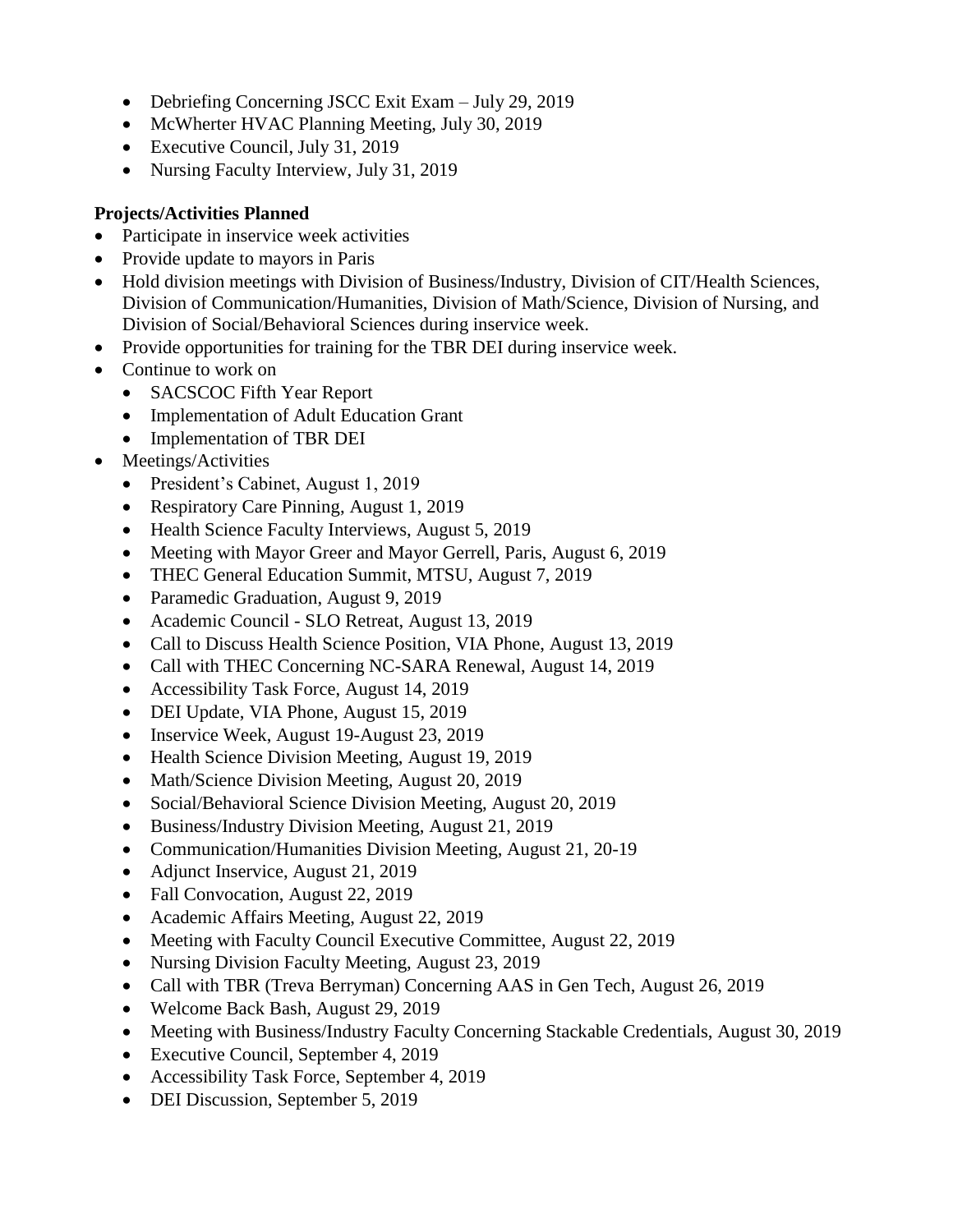- Debriefing Concerning JSCC Exit Exam – July 29, 2019
- McWherter HVAC Planning Meeting, July 30, 2019
- Executive Council, July 31, 2019
- Nursing Faculty Interview, July 31, 2019

**Projects/Activities Planned**

- Participate in inservice week activities
- Provide update to mayors in Paris
- Hold division meetings with Division of Business/Industry, Division of CIT/Health Sciences, Division of Communication/Humanities, Division of Math/Science, Division of Nursing, and Division of Social/Behavioral Sciences during inservice week.
- Provide opportunities for training for the TBR DEI during inservice week.
- Continue to work on
  - SACSCOC Fifth Year Report
  - Implementation of Adult Education Grant
  - Implementation of TBR DEI
- Meetings/Activities
  - President's Cabinet, August 1, 2019
  - Respiratory Care Pinning, August 1, 2019
  - Health Science Faculty Interviews, August 5, 2019
  - Meeting with Mayor Greer and Mayor Gerrell, Paris, August 6, 2019
  - THEC General Education Summit, MTSU, August 7, 2019
  - Paramedic Graduation, August 9, 2019
  - Academic Council - SLO Retreat, August 13, 2019
  - Call to Discuss Health Science Position, VIA Phone, August 13, 2019
  - Call with THEC Concerning NC-SARA Renewal, August 14, 2019
  - Accessibility Task Force, August 14, 2019
  - DEI Update, VIA Phone, August 15, 2019
  - Inservice Week, August 19-August 23, 2019
  - Health Science Division Meeting, August 19, 2019
  - Math/Science Division Meeting, August 20, 2019
  - Social/Behavioral Science Division Meeting, August 20, 2019
  - Business/Industry Division Meeting, August 21, 2019
  - Communication/Humanities Division Meeting, August 21, 20-19
  - Adjunct Inservice, August 21, 2019
  - Fall Convocation, August 22, 2019
  - Academic Affairs Meeting, August 22, 2019
  - Meeting with Faculty Council Executive Committee, August 22, 2019
  - Nursing Division Faculty Meeting, August 23, 2019
  - Call with TBR (Treva Berryman) Concerning AAS in Gen Tech, August 26, 2019
  - Welcome Back Bash, August 29, 2019
  - Meeting with Business/Industry Faculty Concerning Stackable Credentials, August 30, 2019
  - Executive Council, September 4, 2019
  - Accessibility Task Force, September 4, 2019
  - DEI Discussion, September 5, 2019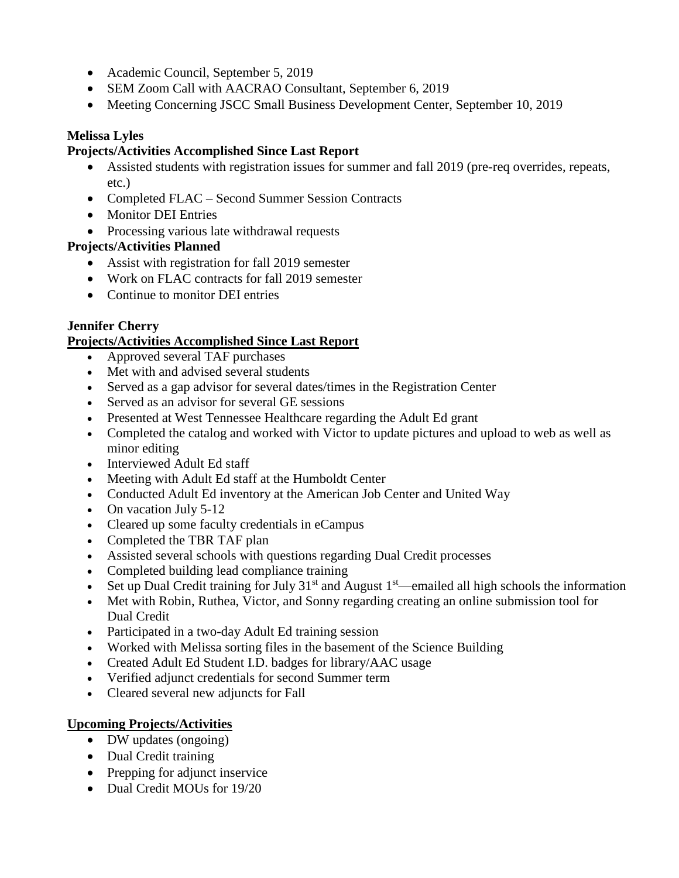- Academic Council, September 5, 2019
- SEM Zoom Call with AACRAO Consultant, September 6, 2019
- Meeting Concerning JSCC Small Business Development Center, September 10, 2019

**Melissa Lyles**

**Projects/Activities Accomplished Since Last Report**

- Assisted students with registration issues for summer and fall 2019 (pre-req overrides, repeats, etc.)
- Completed FLAC – Second Summer Session Contracts
- Monitor DEI Entries
- Processing various late withdrawal requests

**Projects/Activities Planned**

- Assist with registration for fall 2019 semester
- Work on FLAC contracts for fall 2019 semester
- Continue to monitor DEI entries

**Jennifer Cherry**

**Projects/Activities Accomplished Since Last Report**

- Approved several TAF purchases
- Met with and advised several students
- Served as a gap advisor for several dates/times in the Registration Center
- Served as an advisor for several GE sessions
- Presented at West Tennessee Healthcare regarding the Adult Ed grant
- Completed the catalog and worked with Victor to update pictures and upload to web as well as minor editing
- Interviewed Adult Ed staff
- Meeting with Adult Ed staff at the Humboldt Center
- Conducted Adult Ed inventory at the American Job Center and United Way
- On vacation July 5-12
- Cleared up some faculty credentials in eCampus
- Completed the TBR TAF plan
- Assisted several schools with questions regarding Dual Credit processes
- Completed building lead compliance training
- Set up Dual Credit training for July 31st and August 1st—emailed all high schools the information
- Met with Robin, Ruthea, Victor, and Sonny regarding creating an online submission tool for Dual Credit
- Participated in a two-day Adult Ed training session
- Worked with Melissa sorting files in the basement of the Science Building
- Created Adult Ed Student I.D. badges for library/AAC usage
- Verified adjunct credentials for second Summer term
- Cleared several new adjuncts for Fall

**Upcoming Projects/Activities**

- DW updates (ongoing)
- Dual Credit training
- Prepping for adjunct inservice
- Dual Credit MOUs for 19/20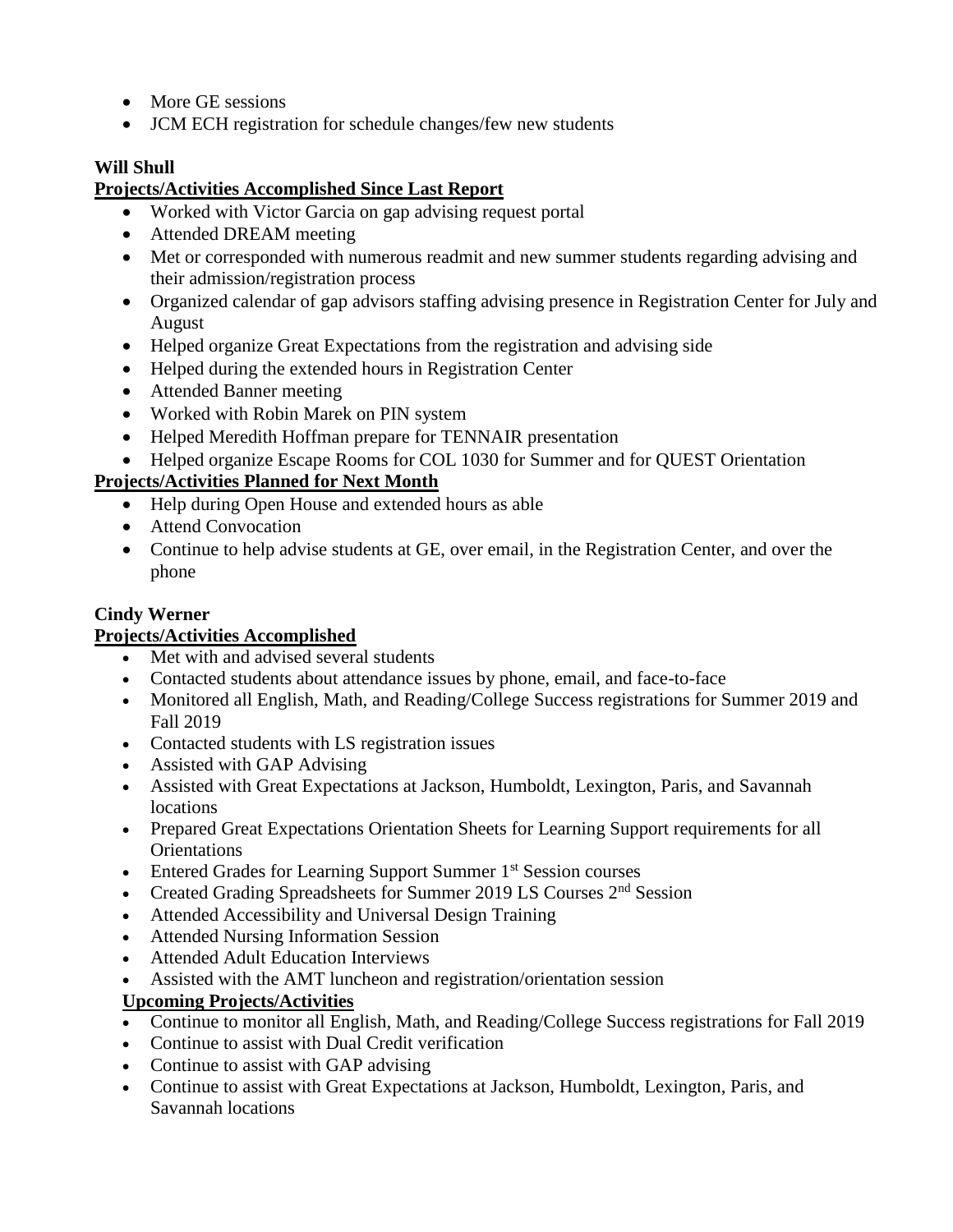- More GE sessions
- JCM ECH registration for schedule changes/few new students

**Will Shull**

**Projects/Activities Accomplished Since Last Report**

- Worked with Victor Garcia on gap advising request portal
- Attended DREAM meeting
- Met or corresponded with numerous readmit and new summer students regarding advising and their admission/registration process
- Organized calendar of gap advisors staffing advising presence in Registration Center for July and August
- Helped organize Great Expectations from the registration and advising side
- Helped during the extended hours in Registration Center
- Attended Banner meeting
- Worked with Robin Marek on PIN system
- Helped Meredith Hoffman prepare for TENNAIR presentation
- Helped organize Escape Rooms for COL 1030 for Summer and for QUEST Orientation

**Projects/Activities Planned for Next Month**

- Help during Open House and extended hours as able
- Attend Convocation
- Continue to help advise students at GE, over email, in the Registration Center, and over the phone

**Cindy Werner**

**Projects/Activities Accomplished**

- Met with and advised several students
- Contacted students about attendance issues by phone, email, and face-to-face
- Monitored all English, Math, and Reading/College Success registrations for Summer 2019 and Fall 2019
- Contacted students with LS registration issues
- Assisted with GAP Advising
- Assisted with Great Expectations at Jackson, Humboldt, Lexington, Paris, and Savannah locations
- Prepared Great Expectations Orientation Sheets for Learning Support requirements for all Orientations
- Entered Grades for Learning Support Summer 1st Session courses
- Created Grading Spreadsheets for Summer 2019 LS Courses 2nd Session
- Attended Accessibility and Universal Design Training
- Attended Nursing Information Session
- Attended Adult Education Interviews
- Assisted with the AMT luncheon and registration/orientation session

**Upcoming Projects/Activities**

- Continue to monitor all English, Math, and Reading/College Success registrations for Fall 2019
- Continue to assist with Dual Credit verification
- Continue to assist with GAP advising
- Continue to assist with Great Expectations at Jackson, Humboldt, Lexington, Paris, and Savannah locations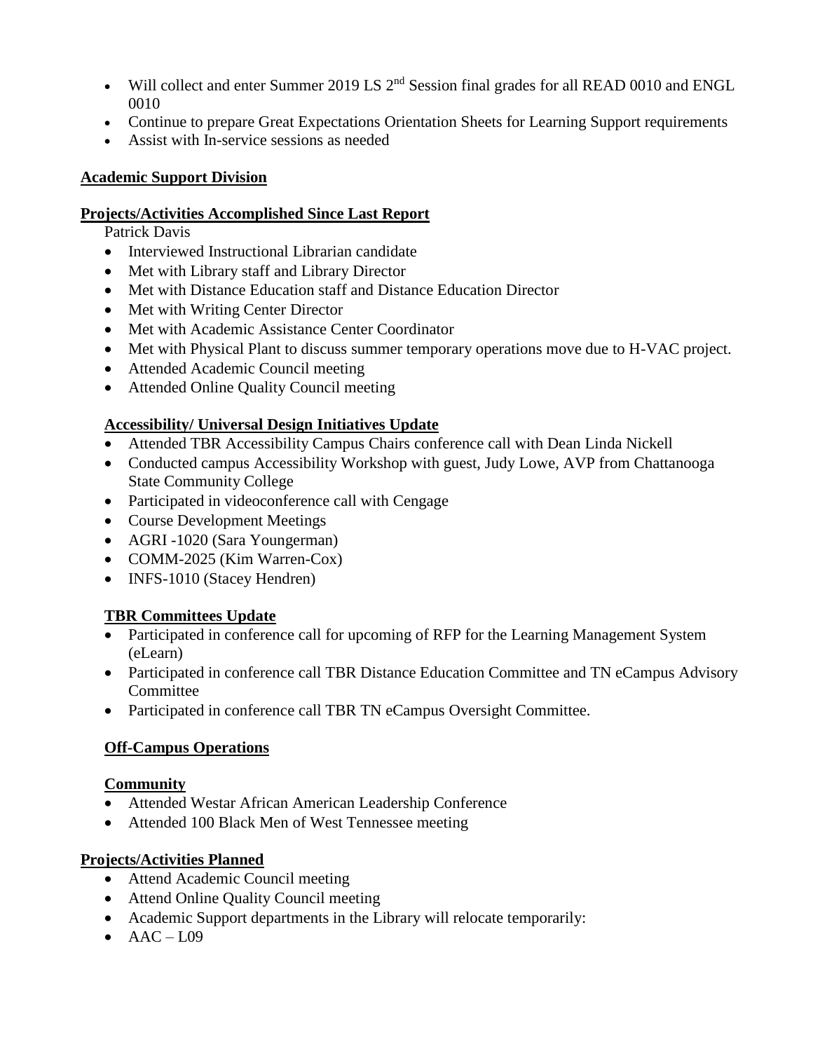- Will collect and enter Summer 2019 LS 2nd Session final grades for all READ 0010 and ENGL 0010
- Continue to prepare Great Expectations Orientation Sheets for Learning Support requirements
- Assist with In-service sessions as needed

**Academic Support Division**

**Projects/Activities Accomplished Since Last Report**

Patrick Davis

- Interviewed Instructional Librarian candidate
- Met with Library staff and Library Director
- Met with Distance Education staff and Distance Education Director
- Met with Writing Center Director
- Met with Academic Assistance Center Coordinator
- Met with Physical Plant to discuss summer temporary operations move due to H-VAC project.
- Attended Academic Council meeting
- Attended Online Quality Council meeting

**Accessibility/ Universal Design Initiatives Update**

- Attended TBR Accessibility Campus Chairs conference call with Dean Linda Nickell
- Conducted campus Accessibility Workshop with guest, Judy Lowe, AVP from Chattanooga State Community College
- Participated in videoconference call with Cengage
- Course Development Meetings
- AGRI -1020 (Sara Youngerman)
- COMM-2025 (Kim Warren-Cox)
- INFS-1010 (Stacey Hendren)

**TBR Committees Update**

- Participated in conference call for upcoming of RFP for the Learning Management System (eLearn)
- Participated in conference call TBR Distance Education Committee and TN eCampus Advisory Committee
- Participated in conference call TBR TN eCampus Oversight Committee.

**Off-Campus Operations**

**Community**

- Attended Westar African American Leadership Conference
- Attended 100 Black Men of West Tennessee meeting

**Projects/Activities Planned**

- Attend Academic Council meeting
- Attend Online Quality Council meeting
- Academic Support departments in the Library will relocate temporarily:
- AAC – L09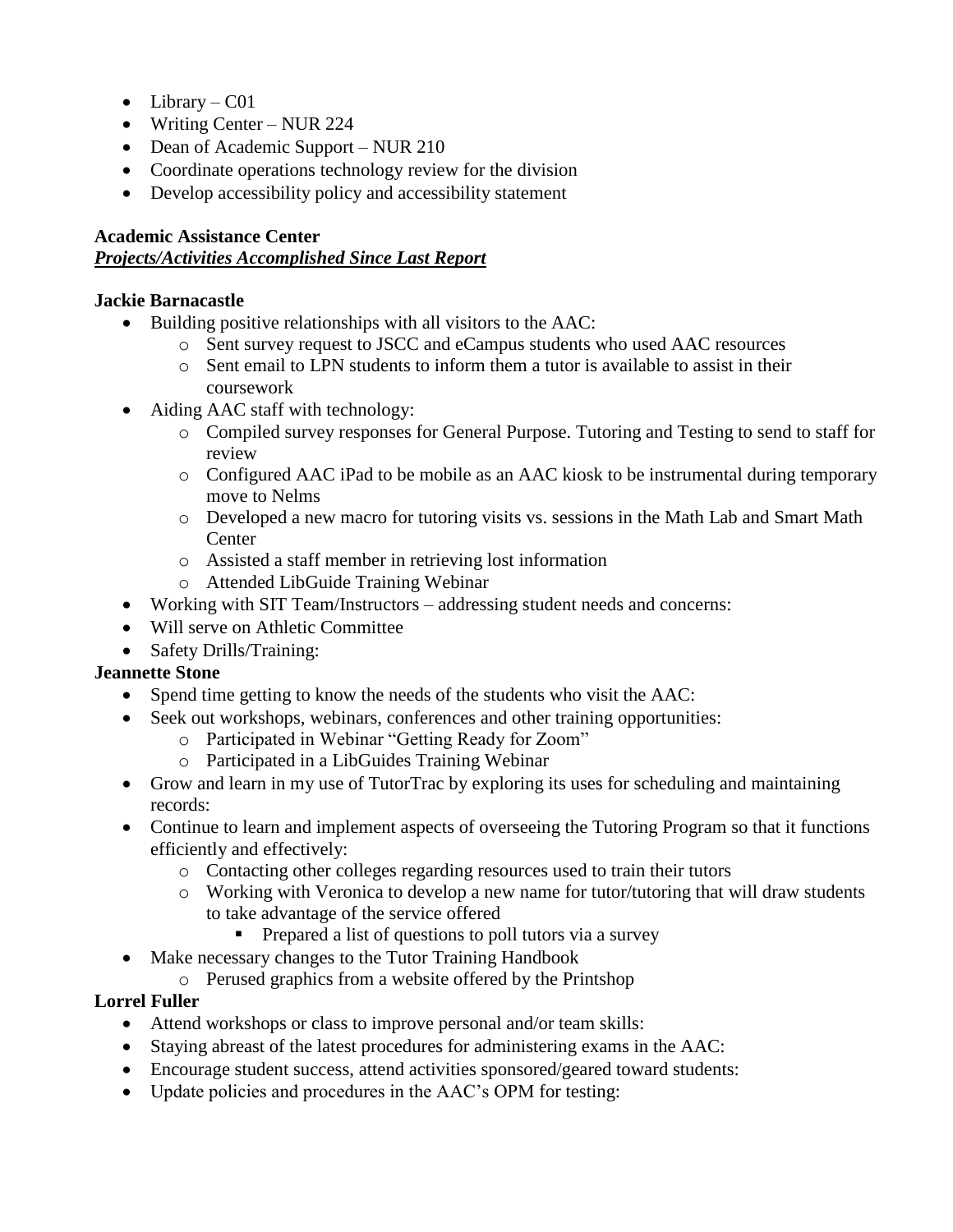- Library – C01
- Writing Center – NUR 224
- Dean of Academic Support – NUR 210
- Coordinate operations technology review for the division
- Develop accessibility policy and accessibility statement

**Academic Assistance Center**
***Projects/Activities Accomplished Since Last Report***

**Jackie Barnacastle**

- Building positive relationships with all visitors to the AAC:
  - Sent survey request to JSCC and eCampus students who used AAC resources
  - Sent email to LPN students to inform them a tutor is available to assist in their coursework
- Aiding AAC staff with technology:
  - Compiled survey responses for General Purpose. Tutoring and Testing to send to staff for review
  - Configured AAC iPad to be mobile as an AAC kiosk to be instrumental during temporary move to Nelms
  - Developed a new macro for tutoring visits vs. sessions in the Math Lab and Smart Math Center
  - Assisted a staff member in retrieving lost information
  - Attended LibGuide Training Webinar
- Working with SIT Team/Instructors – addressing student needs and concerns:
- Will serve on Athletic Committee
- Safety Drills/Training:

**Jeannette Stone**

- Spend time getting to know the needs of the students who visit the AAC:
- Seek out workshops, webinars, conferences and other training opportunities:
  - Participated in Webinar "Getting Ready for Zoom"
  - Participated in a LibGuides Training Webinar
- Grow and learn in my use of TutorTrac by exploring its uses for scheduling and maintaining records:
- Continue to learn and implement aspects of overseeing the Tutoring Program so that it functions efficiently and effectively:
  - Contacting other colleges regarding resources used to train their tutors
  - Working with Veronica to develop a new name for tutor/tutoring that will draw students to take advantage of the service offered
    - Prepared a list of questions to poll tutors via a survey
- Make necessary changes to the Tutor Training Handbook
  - Perused graphics from a website offered by the Printshop

**Lorrel Fuller**

- Attend workshops or class to improve personal and/or team skills:
- Staying abreast of the latest procedures for administering exams in the AAC:
- Encourage student success, attend activities sponsored/geared toward students:
- Update policies and procedures in the AAC's OPM for testing: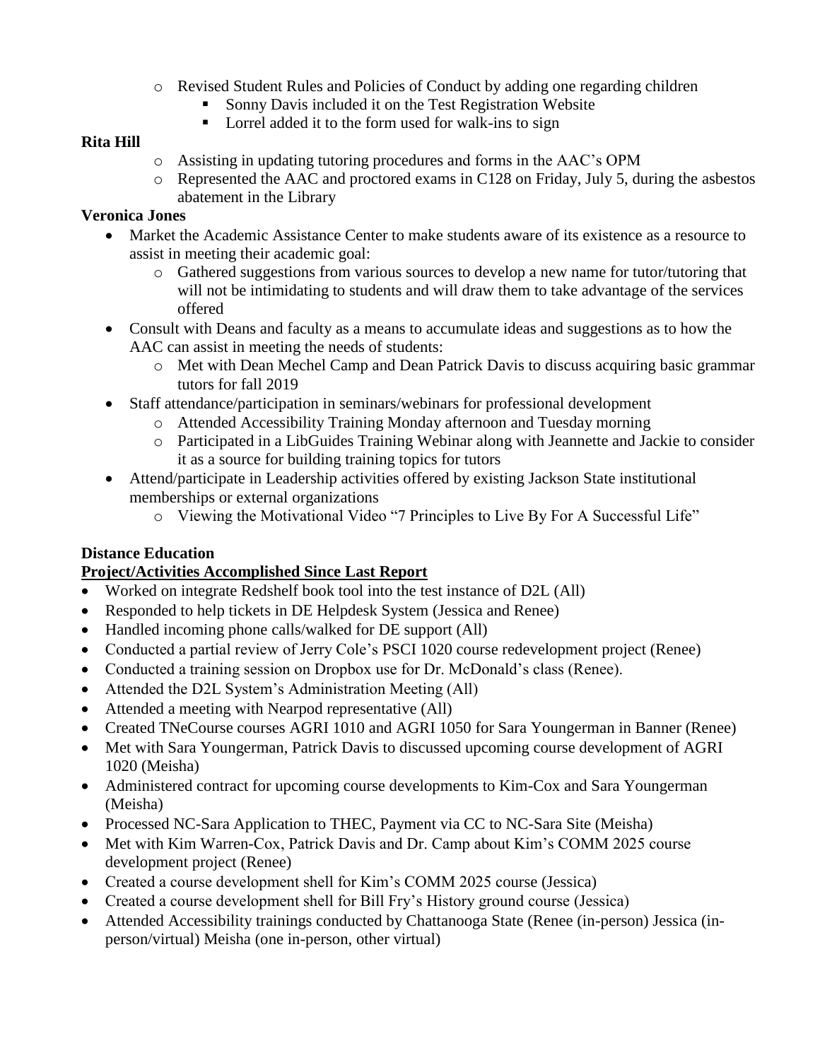- Revised Student Rules and Policies of Conduct by adding one regarding children
    - Sonny Davis included it on the Test Registration Website
    - Lorrel added it to the form used for walk-ins to sign

**Rita Hill**

  - Assisting in updating tutoring procedures and forms in the AAC's OPM
  - Represented the AAC and proctored exams in C128 on Friday, July 5, during the asbestos abatement in the Library

**Veronica Jones**

- Market the Academic Assistance Center to make students aware of its existence as a resource to assist in meeting their academic goal:
  - Gathered suggestions from various sources to develop a new name for tutor/tutoring that will not be intimidating to students and will draw them to take advantage of the services offered
- Consult with Deans and faculty as a means to accumulate ideas and suggestions as to how the AAC can assist in meeting the needs of students:
  - Met with Dean Mechel Camp and Dean Patrick Davis to discuss acquiring basic grammar tutors for fall 2019
- Staff attendance/participation in seminars/webinars for professional development
  - Attended Accessibility Training Monday afternoon and Tuesday morning
  - Participated in a LibGuides Training Webinar along with Jeannette and Jackie to consider it as a source for building training topics for tutors
- Attend/participate in Leadership activities offered by existing Jackson State institutional memberships or external organizations
  - Viewing the Motivational Video "7 Principles to Live By For A Successful Life"

**Distance Education**

**Project/Activities Accomplished Since Last Report**

- Worked on integrate Redshelf book tool into the test instance of D2L (All)
- Responded to help tickets in DE Helpdesk System (Jessica and Renee)
- Handled incoming phone calls/walked for DE support (All)
- Conducted a partial review of Jerry Cole's PSCI 1020 course redevelopment project (Renee)
- Conducted a training session on Dropbox use for Dr. McDonald's class (Renee).
- Attended the D2L System's Administration Meeting (All)
- Attended a meeting with Nearpod representative (All)
- Created TNeCourse courses AGRI 1010 and AGRI 1050 for Sara Youngerman in Banner (Renee)
- Met with Sara Youngerman, Patrick Davis to discussed upcoming course development of AGRI 1020 (Meisha)
- Administered contract for upcoming course developments to Kim-Cox and Sara Youngerman (Meisha)
- Processed NC-Sara Application to THEC, Payment via CC to NC-Sara Site (Meisha)
- Met with Kim Warren-Cox, Patrick Davis and Dr. Camp about Kim's COMM 2025 course development project (Renee)
- Created a course development shell for Kim's COMM 2025 course (Jessica)
- Created a course development shell for Bill Fry's History ground course (Jessica)
- Attended Accessibility trainings conducted by Chattanooga State (Renee (in-person) Jessica (in-person/virtual) Meisha (one in-person, other virtual)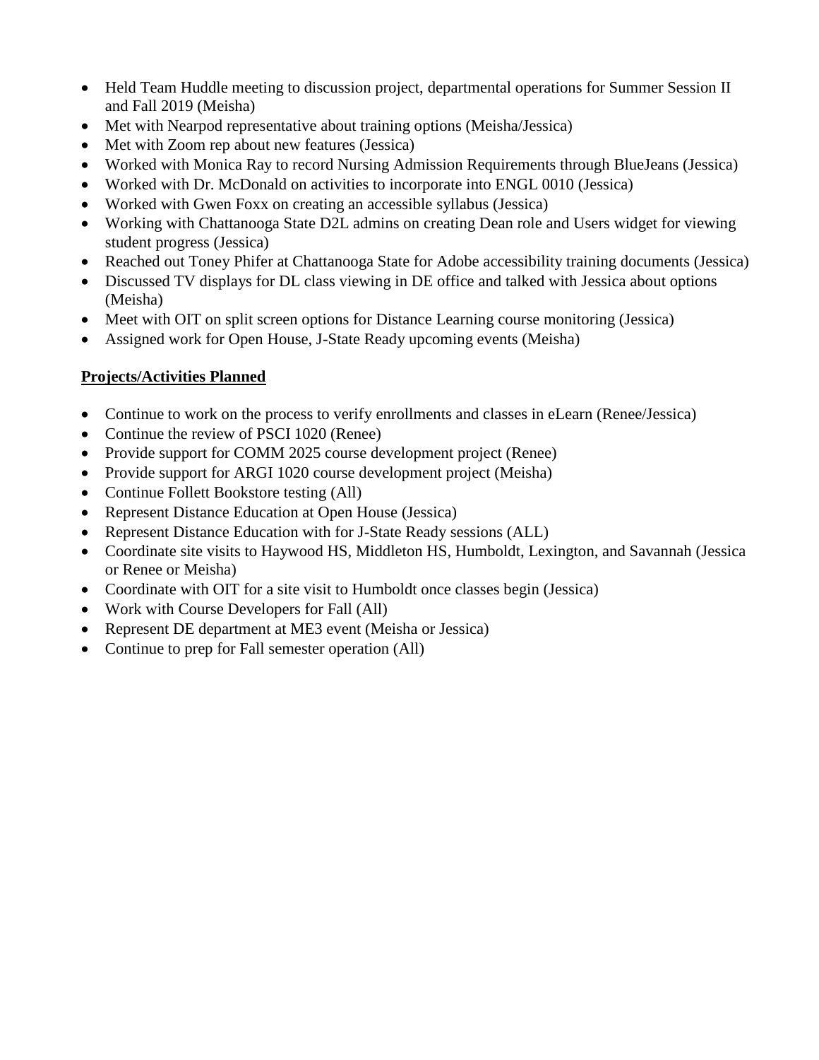- Held Team Huddle meeting to discussion project, departmental operations for Summer Session II and Fall 2019 (Meisha)
- Met with Nearpod representative about training options (Meisha/Jessica)
- Met with Zoom rep about new features (Jessica)
- Worked with Monica Ray to record Nursing Admission Requirements through BlueJeans (Jessica)
- Worked with Dr. McDonald on activities to incorporate into ENGL 0010 (Jessica)
- Worked with Gwen Foxx on creating an accessible syllabus (Jessica)
- Working with Chattanooga State D2L admins on creating Dean role and Users widget for viewing student progress (Jessica)
- Reached out Toney Phifer at Chattanooga State for Adobe accessibility training documents (Jessica)
- Discussed TV displays for DL class viewing in DE office and talked with Jessica about options (Meisha)
- Meet with OIT on split screen options for Distance Learning course monitoring (Jessica)
- Assigned work for Open House, J-State Ready upcoming events (Meisha)

**<u>Projects/Activities Planned</u>**

- Continue to work on the process to verify enrollments and classes in eLearn (Renee/Jessica)
- Continue the review of PSCI 1020 (Renee)
- Provide support for COMM 2025 course development project (Renee)
- Provide support for ARGI 1020 course development project (Meisha)
- Continue Follett Bookstore testing (All)
- Represent Distance Education at Open House (Jessica)
- Represent Distance Education with for J-State Ready sessions (ALL)
- Coordinate site visits to Haywood HS, Middleton HS, Humboldt, Lexington, and Savannah (Jessica or Renee or Meisha)
- Coordinate with OIT for a site visit to Humboldt once classes begin (Jessica)
- Work with Course Developers for Fall (All)
- Represent DE department at ME3 event (Meisha or Jessica)
- Continue to prep for Fall semester operation (All)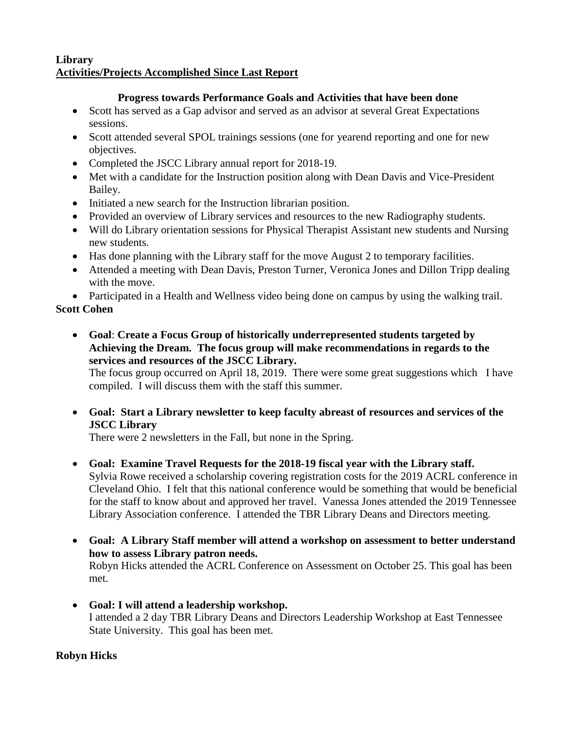**Library**
**Activities/Projects Accomplished Since Last Report**

**Progress towards Performance Goals and Activities that have been done**

- Scott has served as a Gap advisor and served as an advisor at several Great Expectations sessions.
- Scott attended several SPOL trainings sessions (one for yearend reporting and one for new objectives.
- Completed the JSCC Library annual report for 2018-19.
- Met with a candidate for the Instruction position along with Dean Davis and Vice-President Bailey.
- Initiated a new search for the Instruction librarian position.
- Provided an overview of Library services and resources to the new Radiography students.
- Will do Library orientation sessions for Physical Therapist Assistant new students and Nursing new students.
- Has done planning with the Library staff for the move August 2 to temporary facilities.
- Attended a meeting with Dean Davis, Preston Turner, Veronica Jones and Dillon Tripp dealing with the move.
- Participated in a Health and Wellness video being done on campus by using the walking trail.

**Scott Cohen**

- **Goal**: **Create a Focus Group of historically underrepresented students targeted by Achieving the Dream. The focus group will make recommendations in regards to the services and resources of the JSCC Library.**
  The focus group occurred on April 18, 2019. There were some great suggestions which I have compiled. I will discuss them with the staff this summer.

- **Goal: Start a Library newsletter to keep faculty abreast of resources and services of the JSCC Library**
  There were 2 newsletters in the Fall, but none in the Spring.

- **Goal: Examine Travel Requests for the 2018-19 fiscal year with the Library staff.**
  Sylvia Rowe received a scholarship covering registration costs for the 2019 ACRL conference in Cleveland Ohio. I felt that this national conference would be something that would be beneficial for the staff to know about and approved her travel. Vanessa Jones attended the 2019 Tennessee Library Association conference. I attended the TBR Library Deans and Directors meeting.

- **Goal: A Library Staff member will attend a workshop on assessment to better understand how to assess Library patron needs.**
  Robyn Hicks attended the ACRL Conference on Assessment on October 25. This goal has been met.

- **Goal: I will attend a leadership workshop.**
  I attended a 2 day TBR Library Deans and Directors Leadership Workshop at East Tennessee State University. This goal has been met.

**Robyn Hicks**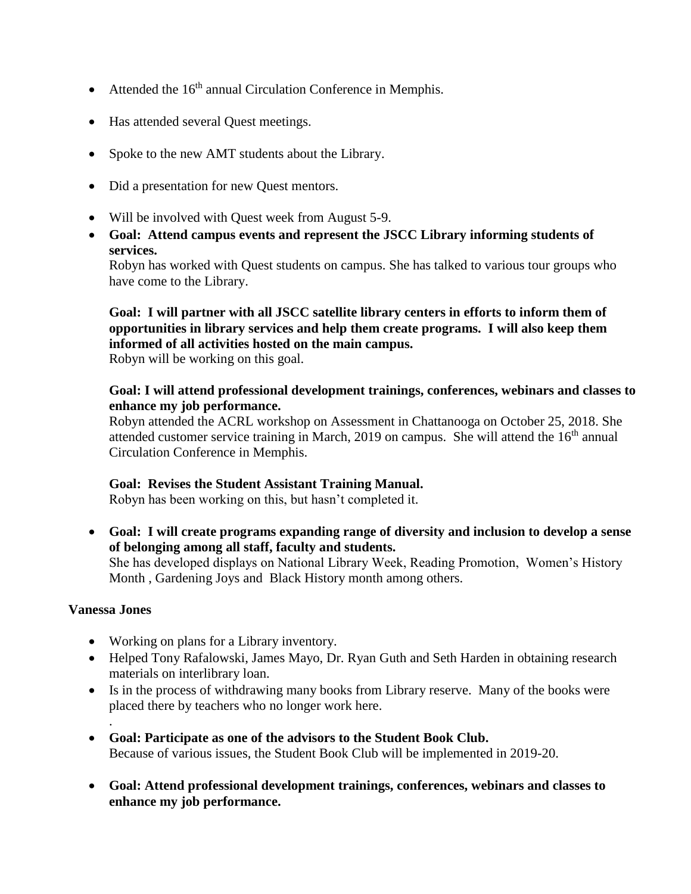- Attended the 16th annual Circulation Conference in Memphis.
- Has attended several Quest meetings.
- Spoke to the new AMT students about the Library.
- Did a presentation for new Quest mentors.
- Will be involved with Quest week from August 5-9.
- **Goal: Attend campus events and represent the JSCC Library informing students of services.**
  Robyn has worked with Quest students on campus. She has talked to various tour groups who have come to the Library.

  **Goal: I will partner with all JSCC satellite library centers in efforts to inform them of opportunities in library services and help them create programs. I will also keep them informed of all activities hosted on the main campus.**
  Robyn will be working on this goal.

  **Goal: I will attend professional development trainings, conferences, webinars and classes to enhance my job performance.**
  Robyn attended the ACRL workshop on Assessment in Chattanooga on October 25, 2018. She attended customer service training in March, 2019 on campus. She will attend the 16th annual Circulation Conference in Memphis.

  **Goal: Revises the Student Assistant Training Manual.**
  Robyn has been working on this, but hasn't completed it.

- **Goal: I will create programs expanding range of diversity and inclusion to develop a sense of belonging among all staff, faculty and students.**
  She has developed displays on National Library Week, Reading Promotion, Women's History Month , Gardening Joys and Black History month among others.

**Vanessa Jones**

- Working on plans for a Library inventory.
- Helped Tony Rafalowski, James Mayo, Dr. Ryan Guth and Seth Harden in obtaining research materials on interlibrary loan.
- Is in the process of withdrawing many books from Library reserve. Many of the books were placed there by teachers who no longer work here.

.

- **Goal: Participate as one of the advisors to the Student Book Club.**
  Because of various issues, the Student Book Club will be implemented in 2019-20.
- **Goal: Attend professional development trainings, conferences, webinars and classes to enhance my job performance.**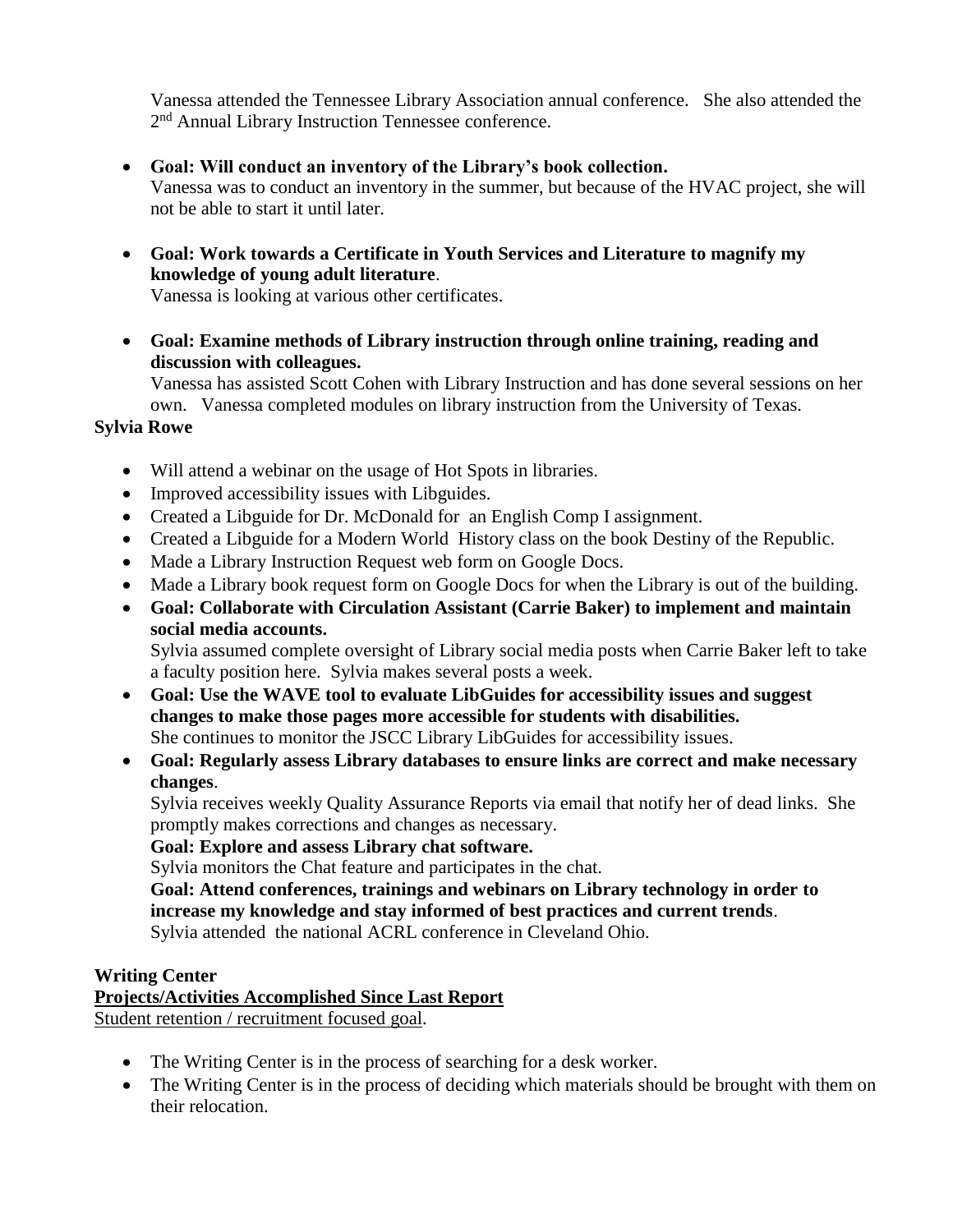Vanessa attended the Tennessee Library Association annual conference. She also attended the 2nd Annual Library Instruction Tennessee conference.

- **Goal: Will conduct an inventory of the Library's book collection.**
  Vanessa was to conduct an inventory in the summer, but because of the HVAC project, she will not be able to start it until later.
- **Goal: Work towards a Certificate in Youth Services and Literature to magnify my knowledge of young adult literature**.
  Vanessa is looking at various other certificates.
- **Goal: Examine methods of Library instruction through online training, reading and discussion with colleagues.**
  Vanessa has assisted Scott Cohen with Library Instruction and has done several sessions on her own. Vanessa completed modules on library instruction from the University of Texas.

**Sylvia Rowe**

- Will attend a webinar on the usage of Hot Spots in libraries.
- Improved accessibility issues with Libguides.
- Created a Libguide for Dr. McDonald for an English Comp I assignment.
- Created a Libguide for a Modern World History class on the book Destiny of the Republic.
- Made a Library Instruction Request web form on Google Docs.
- Made a Library book request form on Google Docs for when the Library is out of the building.
- **Goal: Collaborate with Circulation Assistant (Carrie Baker) to implement and maintain social media accounts.**
  Sylvia assumed complete oversight of Library social media posts when Carrie Baker left to take a faculty position here. Sylvia makes several posts a week.
- **Goal: Use the WAVE tool to evaluate LibGuides for accessibility issues and suggest changes to make those pages more accessible for students with disabilities.**
  She continues to monitor the JSCC Library LibGuides for accessibility issues.
- **Goal: Regularly assess Library databases to ensure links are correct and make necessary changes**.
  Sylvia receives weekly Quality Assurance Reports via email that notify her of dead links. She promptly makes corrections and changes as necessary.
  **Goal: Explore and assess Library chat software.**
  Sylvia monitors the Chat feature and participates in the chat.
  **Goal: Attend conferences, trainings and webinars on Library technology in order to increase my knowledge and stay informed of best practices and current trends**.
  Sylvia attended the national ACRL conference in Cleveland Ohio.

**Writing Center**

**Projects/Activities Accomplished Since Last Report**

Student retention / recruitment focused goal.

- The Writing Center is in the process of searching for a desk worker.
- The Writing Center is in the process of deciding which materials should be brought with them on their relocation.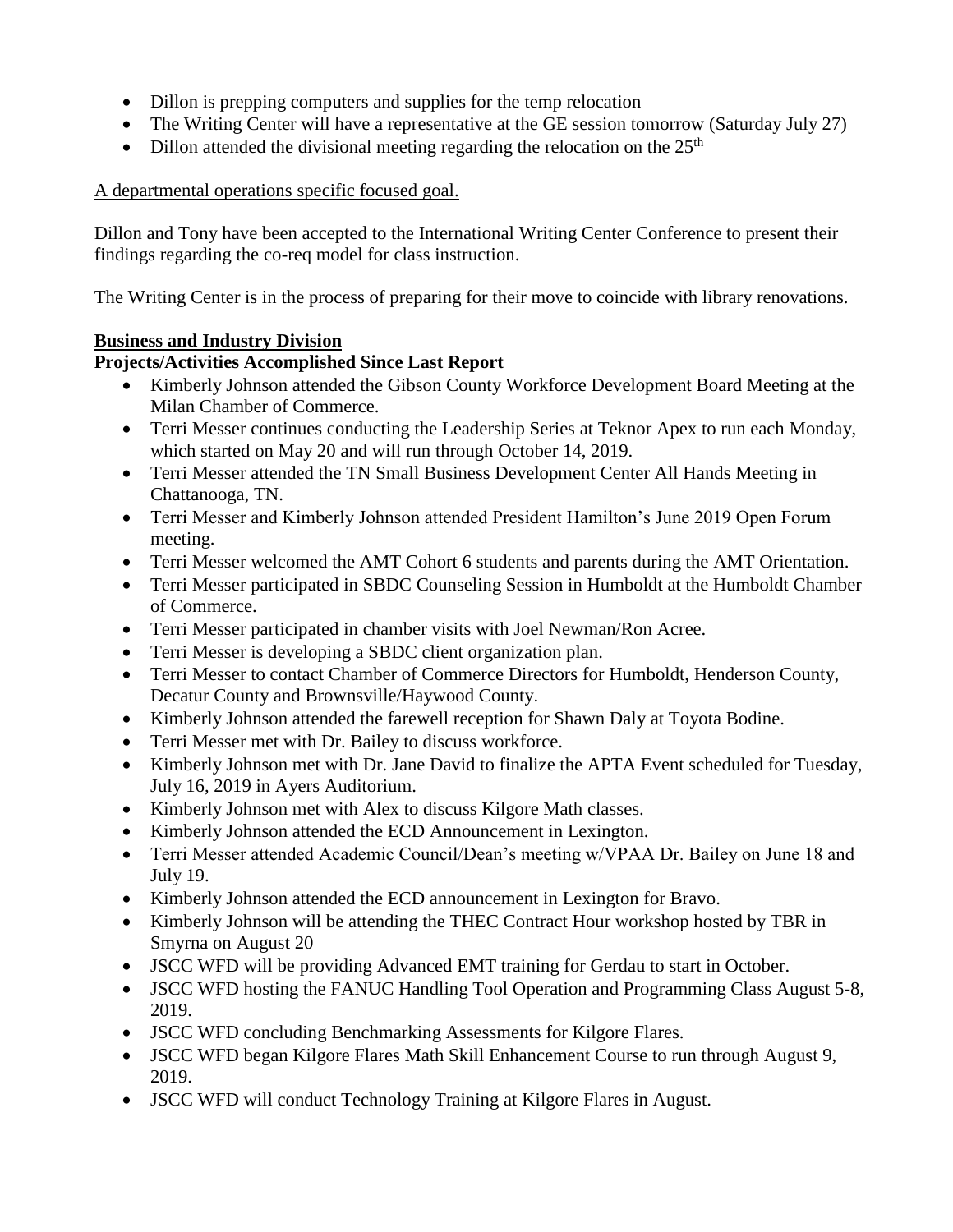- Dillon is prepping computers and supplies for the temp relocation
- The Writing Center will have a representative at the GE session tomorrow (Saturday July 27)
- Dillon attended the divisional meeting regarding the relocation on the 25th

<u>A departmental operations specific focused goal.</u>

Dillon and Tony have been accepted to the International Writing Center Conference to present their findings regarding the co-req model for class instruction.

The Writing Center is in the process of preparing for their move to coincide with library renovations.

**<u>Business and Industry Division</u>**

**Projects/Activities Accomplished Since Last Report**

- Kimberly Johnson attended the Gibson County Workforce Development Board Meeting at the Milan Chamber of Commerce.
- Terri Messer continues conducting the Leadership Series at Teknor Apex to run each Monday, which started on May 20 and will run through October 14, 2019.
- Terri Messer attended the TN Small Business Development Center All Hands Meeting in Chattanooga, TN.
- Terri Messer and Kimberly Johnson attended President Hamilton's June 2019 Open Forum meeting.
- Terri Messer welcomed the AMT Cohort 6 students and parents during the AMT Orientation.
- Terri Messer participated in SBDC Counseling Session in Humboldt at the Humboldt Chamber of Commerce.
- Terri Messer participated in chamber visits with Joel Newman/Ron Acree.
- Terri Messer is developing a SBDC client organization plan.
- Terri Messer to contact Chamber of Commerce Directors for Humboldt, Henderson County, Decatur County and Brownsville/Haywood County.
- Kimberly Johnson attended the farewell reception for Shawn Daly at Toyota Bodine.
- Terri Messer met with Dr. Bailey to discuss workforce.
- Kimberly Johnson met with Dr. Jane David to finalize the APTA Event scheduled for Tuesday, July 16, 2019 in Ayers Auditorium.
- Kimberly Johnson met with Alex to discuss Kilgore Math classes.
- Kimberly Johnson attended the ECD Announcement in Lexington.
- Terri Messer attended Academic Council/Dean's meeting w/VPAA Dr. Bailey on June 18 and July 19.
- Kimberly Johnson attended the ECD announcement in Lexington for Bravo.
- Kimberly Johnson will be attending the THEC Contract Hour workshop hosted by TBR in Smyrna on August 20
- JSCC WFD will be providing Advanced EMT training for Gerdau to start in October.
- JSCC WFD hosting the FANUC Handling Tool Operation and Programming Class August 5-8, 2019.
- JSCC WFD concluding Benchmarking Assessments for Kilgore Flares.
- JSCC WFD began Kilgore Flares Math Skill Enhancement Course to run through August 9, 2019.
- JSCC WFD will conduct Technology Training at Kilgore Flares in August.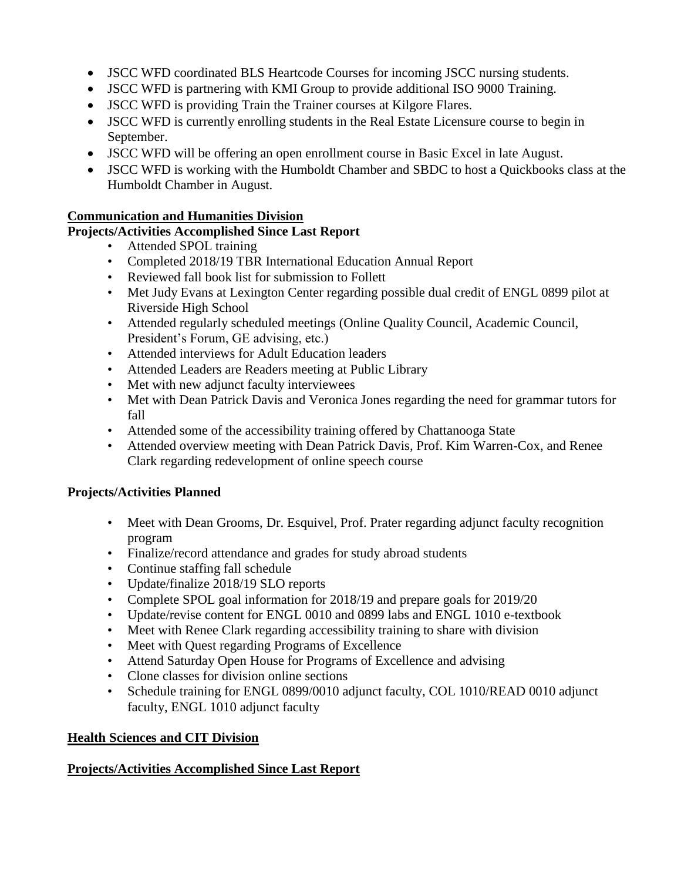- JSCC WFD coordinated BLS Heartcode Courses for incoming JSCC nursing students.
- JSCC WFD is partnering with KMI Group to provide additional ISO 9000 Training.
- JSCC WFD is providing Train the Trainer courses at Kilgore Flares.
- JSCC WFD is currently enrolling students in the Real Estate Licensure course to begin in September.
- JSCC WFD will be offering an open enrollment course in Basic Excel in late August.
- JSCC WFD is working with the Humboldt Chamber and SBDC to host a Quickbooks class at the Humboldt Chamber in August.

**Communication and Humanities Division**

**Projects/Activities Accomplished Since Last Report**

- Attended SPOL training
- Completed 2018/19 TBR International Education Annual Report
- Reviewed fall book list for submission to Follett
- Met Judy Evans at Lexington Center regarding possible dual credit of ENGL 0899 pilot at Riverside High School
- Attended regularly scheduled meetings (Online Quality Council, Academic Council, President's Forum, GE advising, etc.)
- Attended interviews for Adult Education leaders
- Attended Leaders are Readers meeting at Public Library
- Met with new adjunct faculty interviewees
- Met with Dean Patrick Davis and Veronica Jones regarding the need for grammar tutors for fall
- Attended some of the accessibility training offered by Chattanooga State
- Attended overview meeting with Dean Patrick Davis, Prof. Kim Warren-Cox, and Renee Clark regarding redevelopment of online speech course

**Projects/Activities Planned**

- Meet with Dean Grooms, Dr. Esquivel, Prof. Prater regarding adjunct faculty recognition program
- Finalize/record attendance and grades for study abroad students
- Continue staffing fall schedule
- Update/finalize 2018/19 SLO reports
- Complete SPOL goal information for 2018/19 and prepare goals for 2019/20
- Update/revise content for ENGL 0010 and 0899 labs and ENGL 1010 e-textbook
- Meet with Renee Clark regarding accessibility training to share with division
- Meet with Quest regarding Programs of Excellence
- Attend Saturday Open House for Programs of Excellence and advising
- Clone classes for division online sections
- Schedule training for ENGL 0899/0010 adjunct faculty, COL 1010/READ 0010 adjunct faculty, ENGL 1010 adjunct faculty

**Health Sciences and CIT Division**

**Projects/Activities Accomplished Since Last Report**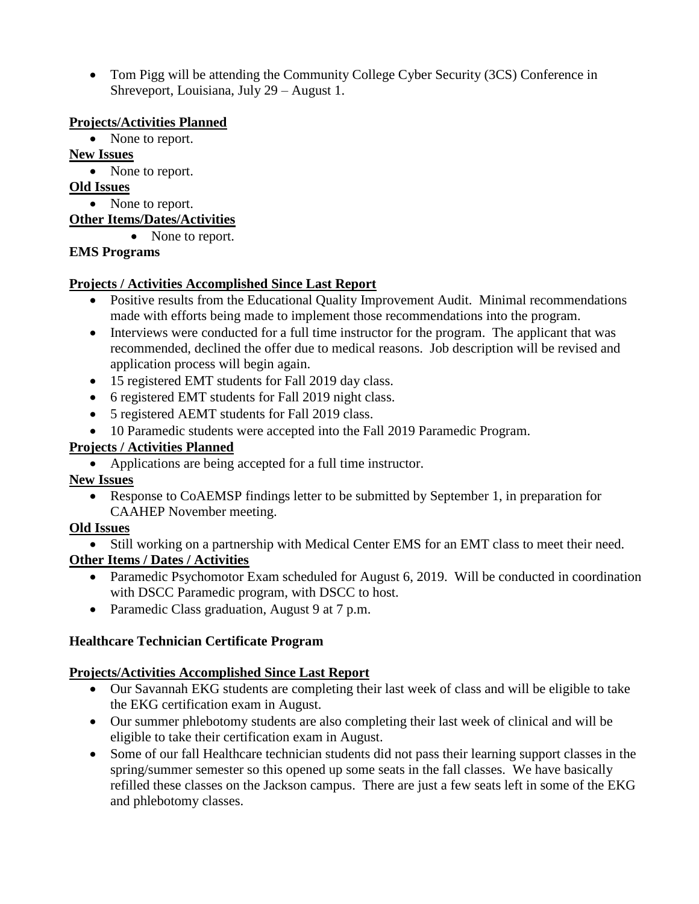- Tom Pigg will be attending the Community College Cyber Security (3CS) Conference in Shreveport, Louisiana, July 29 – August 1.

**Projects/Activities Planned**

- None to report.

**New Issues**

- None to report.

**Old Issues**

- None to report.

**Other Items/Dates/Activities**

- None to report.

**EMS Programs**

**Projects / Activities Accomplished Since Last Report**

- Positive results from the Educational Quality Improvement Audit. Minimal recommendations made with efforts being made to implement those recommendations into the program.
- Interviews were conducted for a full time instructor for the program. The applicant that was recommended, declined the offer due to medical reasons. Job description will be revised and application process will begin again.
- 15 registered EMT students for Fall 2019 day class.
- 6 registered EMT students for Fall 2019 night class.
- 5 registered AEMT students for Fall 2019 class.
- 10 Paramedic students were accepted into the Fall 2019 Paramedic Program.

**Projects / Activities Planned**

- Applications are being accepted for a full time instructor.

**New Issues**

- Response to CoAEMSP findings letter to be submitted by September 1, in preparation for CAAHEP November meeting.

**Old Issues**

- Still working on a partnership with Medical Center EMS for an EMT class to meet their need.

**Other Items / Dates / Activities**

- Paramedic Psychomotor Exam scheduled for August 6, 2019. Will be conducted in coordination with DSCC Paramedic program, with DSCC to host.
- Paramedic Class graduation, August 9 at 7 p.m.

**Healthcare Technician Certificate Program**

**Projects/Activities Accomplished Since Last Report**

- Our Savannah EKG students are completing their last week of class and will be eligible to take the EKG certification exam in August.
- Our summer phlebotomy students are also completing their last week of clinical and will be eligible to take their certification exam in August.
- Some of our fall Healthcare technician students did not pass their learning support classes in the spring/summer semester so this opened up some seats in the fall classes. We have basically refilled these classes on the Jackson campus. There are just a few seats left in some of the EKG and phlebotomy classes.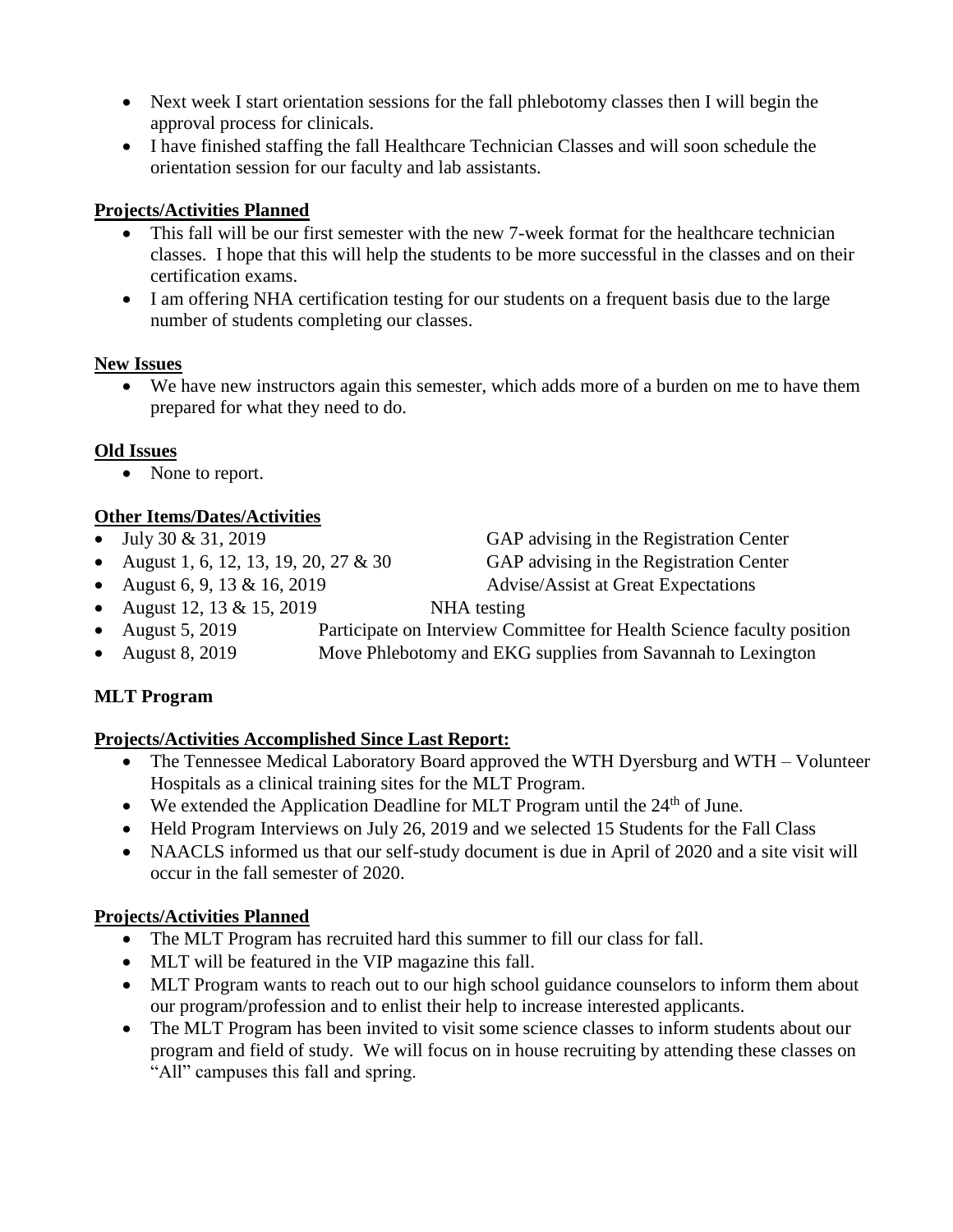- Next week I start orientation sessions for the fall phlebotomy classes then I will begin the approval process for clinicals.
- I have finished staffing the fall Healthcare Technician Classes and will soon schedule the orientation session for our faculty and lab assistants.

**Projects/Activities Planned**

- This fall will be our first semester with the new 7-week format for the healthcare technician classes. I hope that this will help the students to be more successful in the classes and on their certification exams.
- I am offering NHA certification testing for our students on a frequent basis due to the large number of students completing our classes.

**New Issues**

- We have new instructors again this semester, which adds more of a burden on me to have them prepared for what they need to do.

**Old Issues**

- None to report.

**Other Items/Dates/Activities**

- July 30 & 31, 2019 — GAP advising in the Registration Center
- August 1, 6, 12, 13, 19, 20, 27 & 30 — GAP advising in the Registration Center
- August 6, 9, 13 & 16, 2019 — Advise/Assist at Great Expectations
- August 12, 13 & 15, 2019 — NHA testing
- August 5, 2019 — Participate on Interview Committee for Health Science faculty position
- August 8, 2019 — Move Phlebotomy and EKG supplies from Savannah to Lexington

**MLT Program**

**Projects/Activities Accomplished Since Last Report:**

- The Tennessee Medical Laboratory Board approved the WTH Dyersburg and WTH – Volunteer Hospitals as a clinical training sites for the MLT Program.
- We extended the Application Deadline for MLT Program until the 24th of June.
- Held Program Interviews on July 26, 2019 and we selected 15 Students for the Fall Class
- NAACLS informed us that our self-study document is due in April of 2020 and a site visit will occur in the fall semester of 2020.

**Projects/Activities Planned**

- The MLT Program has recruited hard this summer to fill our class for fall.
- MLT will be featured in the VIP magazine this fall.
- MLT Program wants to reach out to our high school guidance counselors to inform them about our program/profession and to enlist their help to increase interested applicants.
- The MLT Program has been invited to visit some science classes to inform students about our program and field of study. We will focus on in house recruiting by attending these classes on "All" campuses this fall and spring.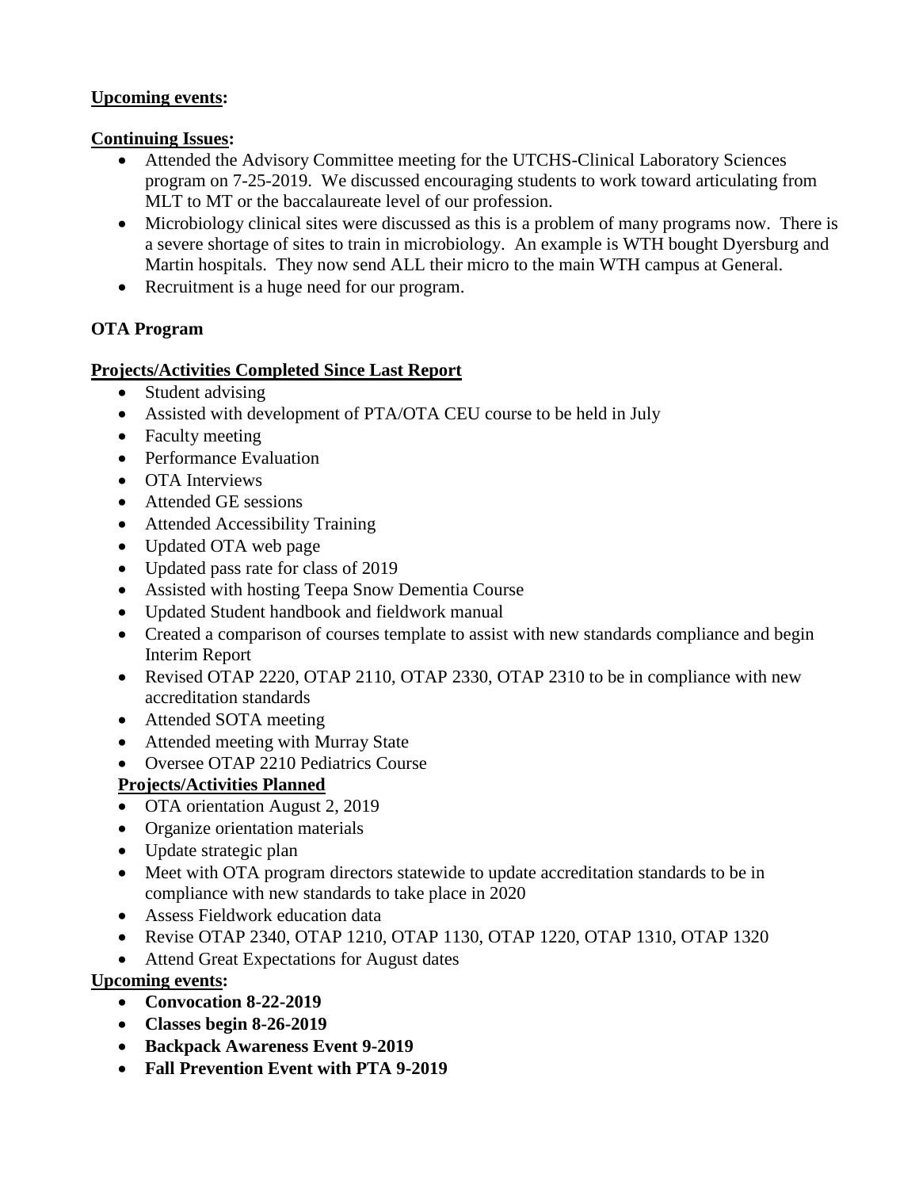**Upcoming events:**

**Continuing Issues:**

- Attended the Advisory Committee meeting for the UTCHS-Clinical Laboratory Sciences program on 7-25-2019. We discussed encouraging students to work toward articulating from MLT to MT or the baccalaureate level of our profession.
- Microbiology clinical sites were discussed as this is a problem of many programs now. There is a severe shortage of sites to train in microbiology. An example is WTH bought Dyersburg and Martin hospitals. They now send ALL their micro to the main WTH campus at General.
- Recruitment is a huge need for our program.

**OTA Program**

**Projects/Activities Completed Since Last Report**

- Student advising
- Assisted with development of PTA/OTA CEU course to be held in July
- Faculty meeting
- Performance Evaluation
- OTA Interviews
- Attended GE sessions
- Attended Accessibility Training
- Updated OTA web page
- Updated pass rate for class of 2019
- Assisted with hosting Teepa Snow Dementia Course
- Updated Student handbook and fieldwork manual
- Created a comparison of courses template to assist with new standards compliance and begin Interim Report
- Revised OTAP 2220, OTAP 2110, OTAP 2330, OTAP 2310 to be in compliance with new accreditation standards
- Attended SOTA meeting
- Attended meeting with Murray State
- Oversee OTAP 2210 Pediatrics Course

**Projects/Activities Planned**

- OTA orientation August 2, 2019
- Organize orientation materials
- Update strategic plan
- Meet with OTA program directors statewide to update accreditation standards to be in compliance with new standards to take place in 2020
- Assess Fieldwork education data
- Revise OTAP 2340, OTAP 1210, OTAP 1130, OTAP 1220, OTAP 1310, OTAP 1320
- Attend Great Expectations for August dates

**Upcoming events:**

- **Convocation 8-22-2019**
- **Classes begin 8-26-2019**
- **Backpack Awareness Event 9-2019**
- **Fall Prevention Event with PTA 9-2019**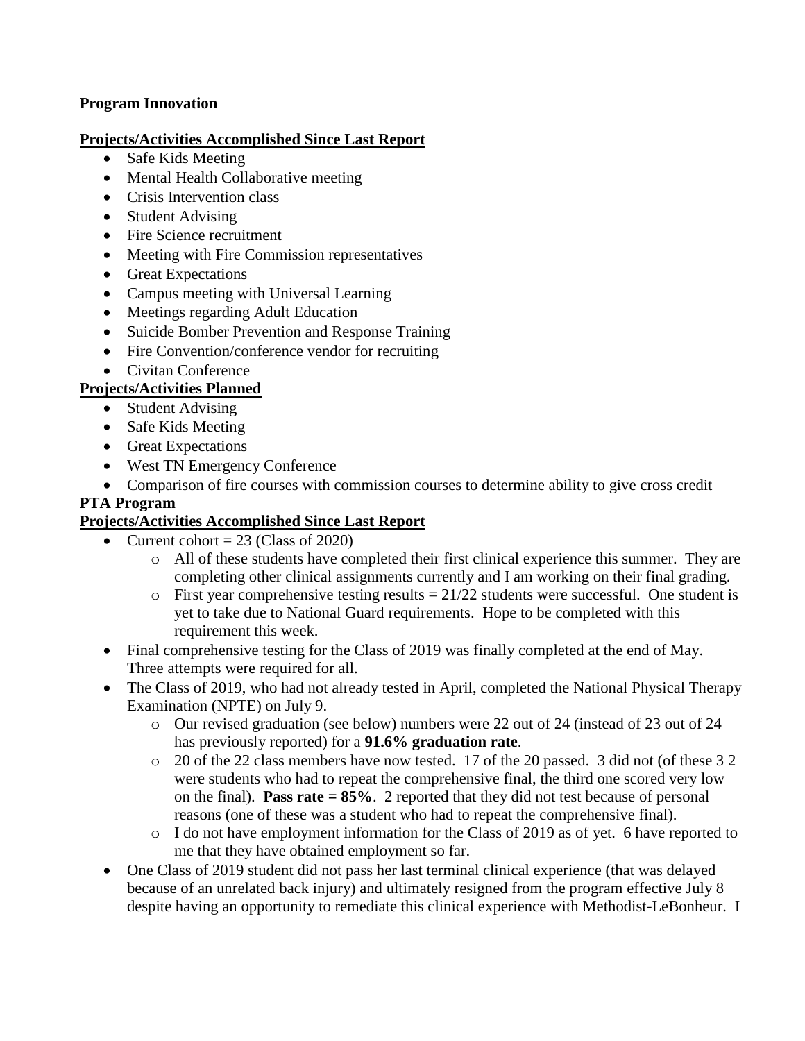**Program Innovation**

**Projects/Activities Accomplished Since Last Report**

- Safe Kids Meeting
- Mental Health Collaborative meeting
- Crisis Intervention class
- Student Advising
- Fire Science recruitment
- Meeting with Fire Commission representatives
- Great Expectations
- Campus meeting with Universal Learning
- Meetings regarding Adult Education
- Suicide Bomber Prevention and Response Training
- Fire Convention/conference vendor for recruiting
- Civitan Conference

**Projects/Activities Planned**

- Student Advising
- Safe Kids Meeting
- Great Expectations
- West TN Emergency Conference
- Comparison of fire courses with commission courses to determine ability to give cross credit

**PTA Program**

**Projects/Activities Accomplished Since Last Report**

- Current cohort = 23 (Class of 2020)
  - All of these students have completed their first clinical experience this summer. They are completing other clinical assignments currently and I am working on their final grading.
  - First year comprehensive testing results = 21/22 students were successful. One student is yet to take due to National Guard requirements. Hope to be completed with this requirement this week.
- Final comprehensive testing for the Class of 2019 was finally completed at the end of May. Three attempts were required for all.
- The Class of 2019, who had not already tested in April, completed the National Physical Therapy Examination (NPTE) on July 9.
  - Our revised graduation (see below) numbers were 22 out of 24 (instead of 23 out of 24 has previously reported) for a **91.6% graduation rate**.
  - 20 of the 22 class members have now tested. 17 of the 20 passed. 3 did not (of these 3 2 were students who had to repeat the comprehensive final, the third one scored very low on the final). **Pass rate = 85%**. 2 reported that they did not test because of personal reasons (one of these was a student who had to repeat the comprehensive final).
  - I do not have employment information for the Class of 2019 as of yet. 6 have reported to me that they have obtained employment so far.
- One Class of 2019 student did not pass her last terminal clinical experience (that was delayed because of an unrelated back injury) and ultimately resigned from the program effective July 8 despite having an opportunity to remediate this clinical experience with Methodist-LeBonheur. I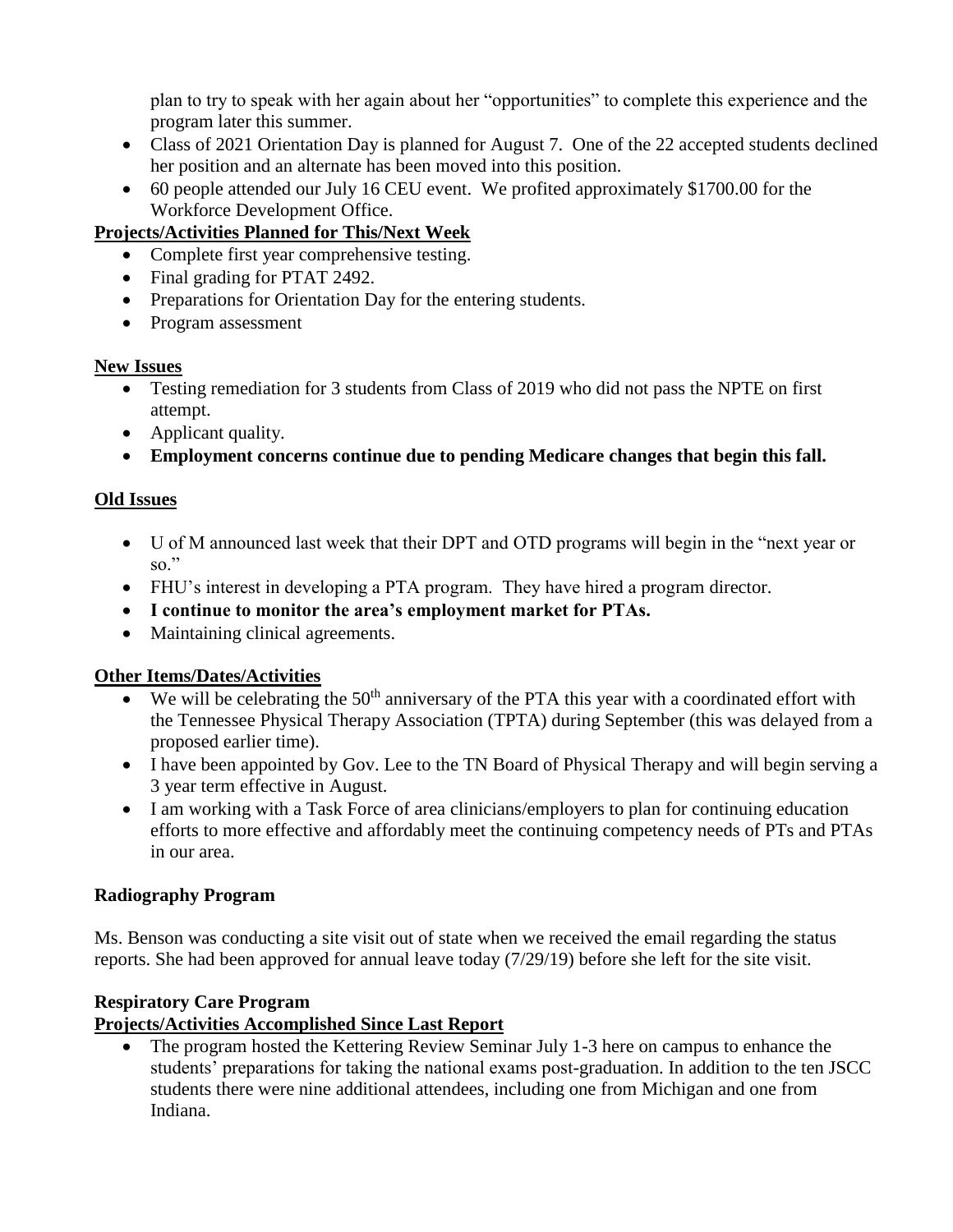plan to try to speak with her again about her "opportunities" to complete this experience and the program later this summer.

- Class of 2021 Orientation Day is planned for August 7. One of the 22 accepted students declined her position and an alternate has been moved into this position.
- 60 people attended our July 16 CEU event. We profited approximately $1700.00 for the Workforce Development Office.

**Projects/Activities Planned for This/Next Week**

- Complete first year comprehensive testing.
- Final grading for PTAT 2492.
- Preparations for Orientation Day for the entering students.
- Program assessment

**New Issues**

- Testing remediation for 3 students from Class of 2019 who did not pass the NPTE on first attempt.
- Applicant quality.
- **Employment concerns continue due to pending Medicare changes that begin this fall.**

**Old Issues**

- U of M announced last week that their DPT and OTD programs will begin in the "next year or so."
- FHU's interest in developing a PTA program. They have hired a program director.
- **I continue to monitor the area's employment market for PTAs.**
- Maintaining clinical agreements.

**Other Items/Dates/Activities**

- We will be celebrating the 50th anniversary of the PTA this year with a coordinated effort with the Tennessee Physical Therapy Association (TPTA) during September (this was delayed from a proposed earlier time).
- I have been appointed by Gov. Lee to the TN Board of Physical Therapy and will begin serving a 3 year term effective in August.
- I am working with a Task Force of area clinicians/employers to plan for continuing education efforts to more effective and affordably meet the continuing competency needs of PTs and PTAs in our area.

**Radiography Program**

Ms. Benson was conducting a site visit out of state when we received the email regarding the status reports. She had been approved for annual leave today (7/29/19) before she left for the site visit.

**Respiratory Care Program**

**Projects/Activities Accomplished Since Last Report**

- The program hosted the Kettering Review Seminar July 1-3 here on campus to enhance the students' preparations for taking the national exams post-graduation. In addition to the ten JSCC students there were nine additional attendees, including one from Michigan and one from Indiana.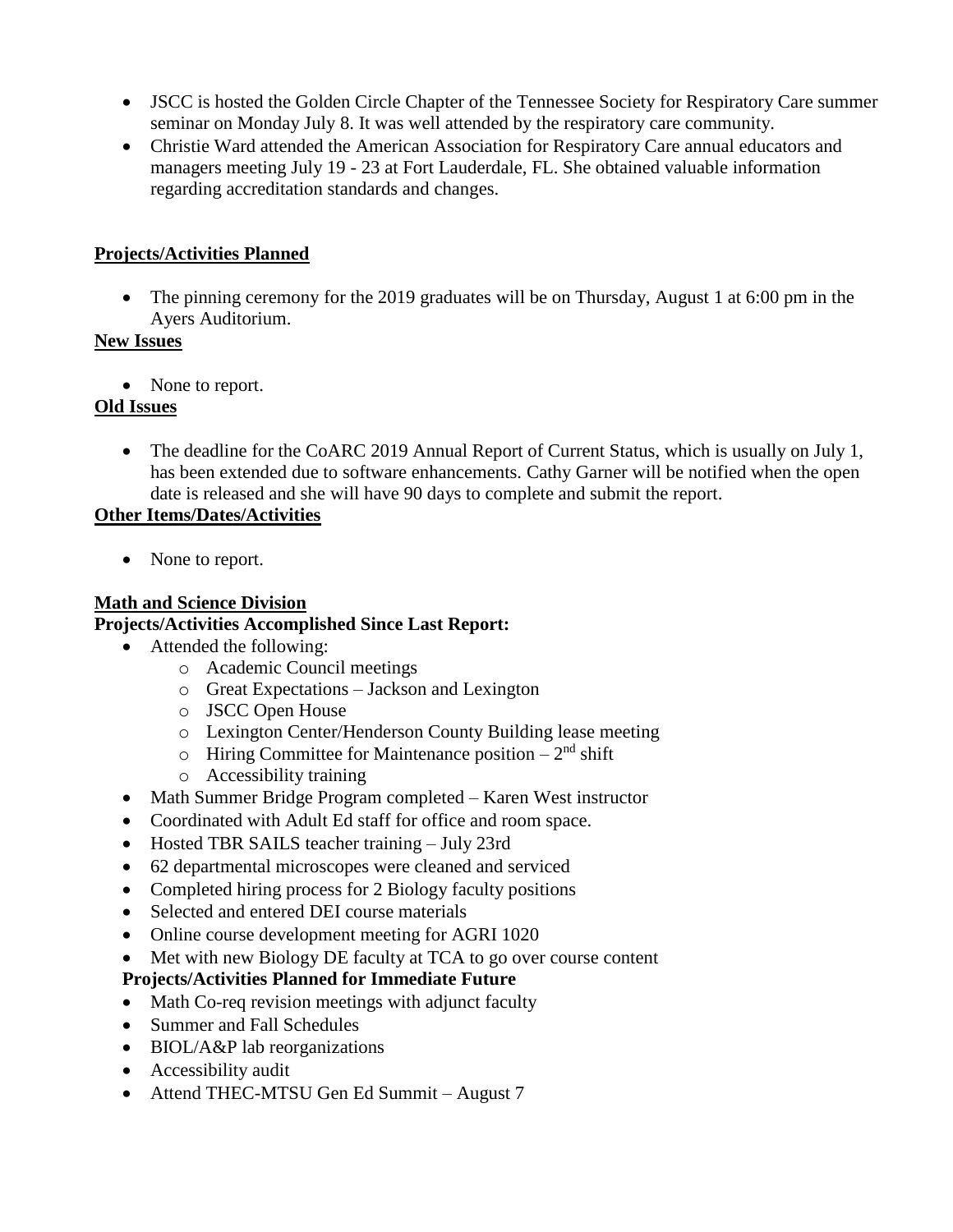- JSCC is hosted the Golden Circle Chapter of the Tennessee Society for Respiratory Care summer seminar on Monday July 8. It was well attended by the respiratory care community.
- Christie Ward attended the American Association for Respiratory Care annual educators and managers meeting July 19 - 23 at Fort Lauderdale, FL. She obtained valuable information regarding accreditation standards and changes.

**Projects/Activities Planned**

- The pinning ceremony for the 2019 graduates will be on Thursday, August 1 at 6:00 pm in the Ayers Auditorium.

**New Issues**

- None to report.

**Old Issues**

- The deadline for the CoARC 2019 Annual Report of Current Status, which is usually on July 1, has been extended due to software enhancements. Cathy Garner will be notified when the open date is released and she will have 90 days to complete and submit the report.

**Other Items/Dates/Activities**

- None to report.

**Math and Science Division**

**Projects/Activities Accomplished Since Last Report:**

- Attended the following:
  - Academic Council meetings
  - Great Expectations – Jackson and Lexington
  - JSCC Open House
  - Lexington Center/Henderson County Building lease meeting
  - Hiring Committee for Maintenance position – 2nd shift
  - Accessibility training
- Math Summer Bridge Program completed – Karen West instructor
- Coordinated with Adult Ed staff for office and room space.
- Hosted TBR SAILS teacher training – July 23rd
- 62 departmental microscopes were cleaned and serviced
- Completed hiring process for 2 Biology faculty positions
- Selected and entered DEI course materials
- Online course development meeting for AGRI 1020
- Met with new Biology DE faculty at TCA to go over course content

**Projects/Activities Planned for Immediate Future**

- Math Co-req revision meetings with adjunct faculty
- Summer and Fall Schedules
- BIOL/A&P lab reorganizations
- Accessibility audit
- Attend THEC-MTSU Gen Ed Summit – August 7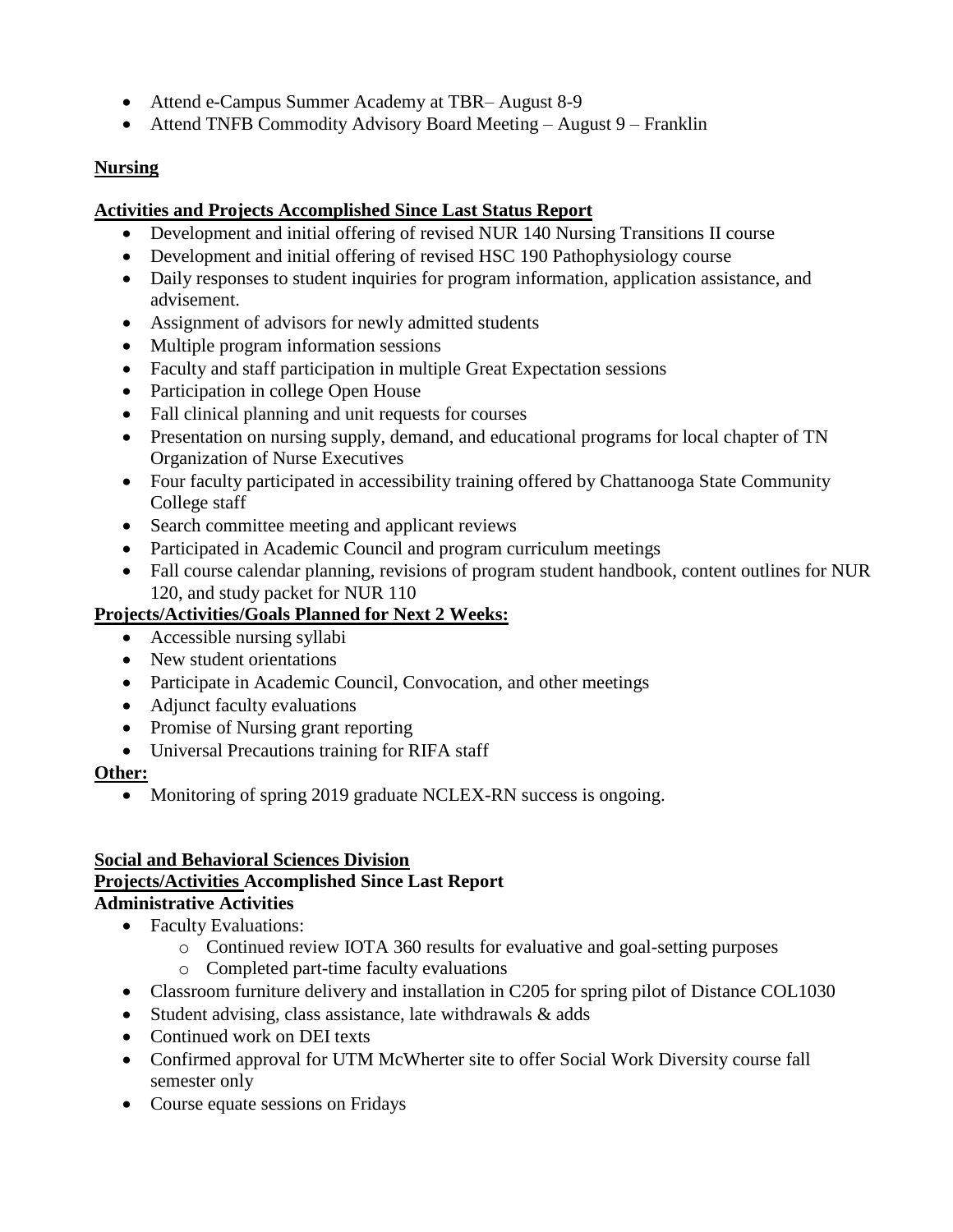- Attend e-Campus Summer Academy at TBR– August 8-9
- Attend TNFB Commodity Advisory Board Meeting – August 9 – Franklin

**Nursing**

**Activities and Projects Accomplished Since Last Status Report**

- Development and initial offering of revised NUR 140 Nursing Transitions II course
- Development and initial offering of revised HSC 190 Pathophysiology course
- Daily responses to student inquiries for program information, application assistance, and advisement.
- Assignment of advisors for newly admitted students
- Multiple program information sessions
- Faculty and staff participation in multiple Great Expectation sessions
- Participation in college Open House
- Fall clinical planning and unit requests for courses
- Presentation on nursing supply, demand, and educational programs for local chapter of TN Organization of Nurse Executives
- Four faculty participated in accessibility training offered by Chattanooga State Community College staff
- Search committee meeting and applicant reviews
- Participated in Academic Council and program curriculum meetings
- Fall course calendar planning, revisions of program student handbook, content outlines for NUR 120, and study packet for NUR 110

**Projects/Activities/Goals Planned for Next 2 Weeks:**

- Accessible nursing syllabi
- New student orientations
- Participate in Academic Council, Convocation, and other meetings
- Adjunct faculty evaluations
- Promise of Nursing grant reporting
- Universal Precautions training for RIFA staff

**Other:**

- Monitoring of spring 2019 graduate NCLEX-RN success is ongoing.

**Social and Behavioral Sciences Division**

**Projects/Activities Accomplished Since Last Report**

**Administrative Activities**

- Faculty Evaluations:
  - Continued review IOTA 360 results for evaluative and goal-setting purposes
  - Completed part-time faculty evaluations
- Classroom furniture delivery and installation in C205 for spring pilot of Distance COL1030
- Student advising, class assistance, late withdrawals & adds
- Continued work on DEI texts
- Confirmed approval for UTM McWherter site to offer Social Work Diversity course fall semester only
- Course equate sessions on Fridays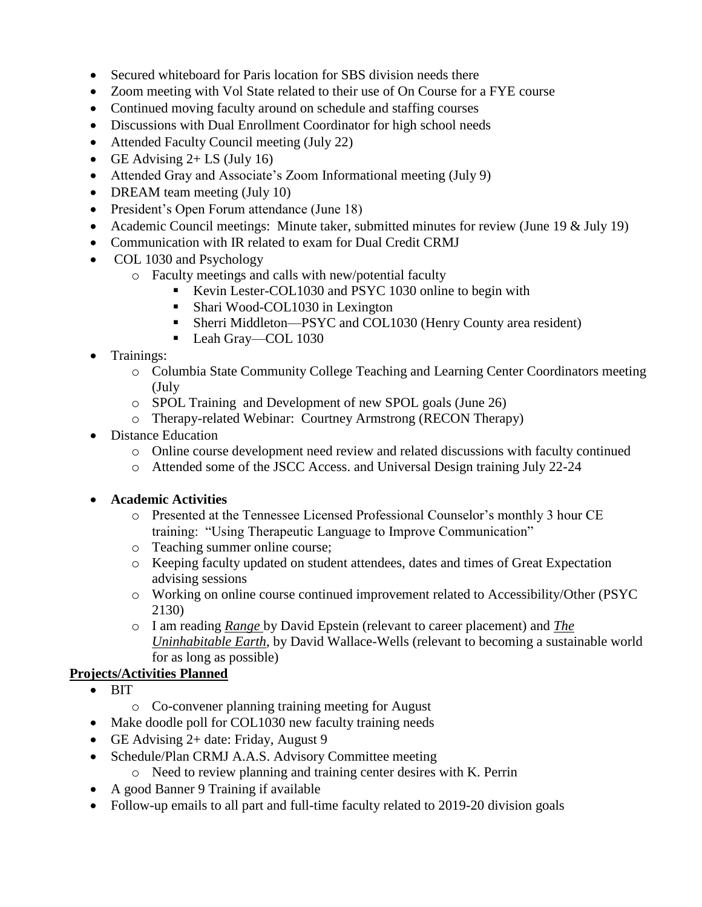- Secured whiteboard for Paris location for SBS division needs there
- Zoom meeting with Vol State related to their use of On Course for a FYE course
- Continued moving faculty around on schedule and staffing courses
- Discussions with Dual Enrollment Coordinator for high school needs
- Attended Faculty Council meeting (July 22)
- GE Advising 2+ LS (July 16)
- Attended Gray and Associate's Zoom Informational meeting (July 9)
- DREAM team meeting (July 10)
- President's Open Forum attendance (June 18)
- Academic Council meetings: Minute taker, submitted minutes for review (June 19 & July 19)
- Communication with IR related to exam for Dual Credit CRMJ
- COL 1030 and Psychology
  - Faculty meetings and calls with new/potential faculty
    - Kevin Lester-COL1030 and PSYC 1030 online to begin with
    - Shari Wood-COL1030 in Lexington
    - Sherri Middleton—PSYC and COL1030 (Henry County area resident)
    - Leah Gray—COL 1030
- Trainings:
  - Columbia State Community College Teaching and Learning Center Coordinators meeting (July
  - SPOL Training and Development of new SPOL goals (June 26)
  - Therapy-related Webinar: Courtney Armstrong (RECON Therapy)
- Distance Education
  - Online course development need review and related discussions with faculty continued
  - Attended some of the JSCC Access. and Universal Design training July 22-24
- **Academic Activities**
  - Presented at the Tennessee Licensed Professional Counselor's monthly 3 hour CE training: "Using Therapeutic Language to Improve Communication"
  - Teaching summer online course;
  - Keeping faculty updated on student attendees, dates and times of Great Expectation advising sessions
  - Working on online course continued improvement related to Accessibility/Other (PSYC 2130)
  - I am reading ***Range*** by David Epstein (relevant to career placement) and ***The Uninhabitable Earth***, by David Wallace-Wells (relevant to becoming a sustainable world for as long as possible)

**Projects/Activities Planned**

- BIT
  - Co-convener planning training meeting for August
- Make doodle poll for COL1030 new faculty training needs
- GE Advising 2+ date: Friday, August 9
- Schedule/Plan CRMJ A.A.S. Advisory Committee meeting
  - Need to review planning and training center desires with K. Perrin
- A good Banner 9 Training if available
- Follow-up emails to all part and full-time faculty related to 2019-20 division goals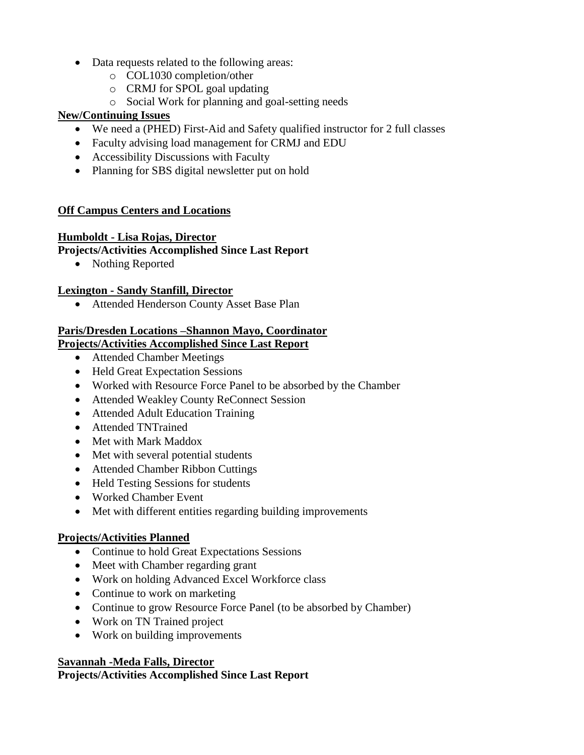- Data requests related to the following areas:
  - COL1030 completion/other
  - CRMJ for SPOL goal updating
  - Social Work for planning and goal-setting needs

**New/Continuing Issues**

- We need a (PHED) First-Aid and Safety qualified instructor for 2 full classes
- Faculty advising load management for CRMJ and EDU
- Accessibility Discussions with Faculty
- Planning for SBS digital newsletter put on hold

## Off Campus Centers and Locations

### Humboldt - Lisa Rojas, Director

**Projects/Activities Accomplished Since Last Report**

- Nothing Reported

### Lexington - Sandy Stanfill, Director

- Attended Henderson County Asset Base Plan

### Paris/Dresden Locations –Shannon Mayo, Coordinator

**Projects/Activities Accomplished Since Last Report**

- Attended Chamber Meetings
- Held Great Expectation Sessions
- Worked with Resource Force Panel to be absorbed by the Chamber
- Attended Weakley County ReConnect Session
- Attended Adult Education Training
- Attended TNTrained
- Met with Mark Maddox
- Met with several potential students
- Attended Chamber Ribbon Cuttings
- Held Testing Sessions for students
- Worked Chamber Event
- Met with different entities regarding building improvements

**Projects/Activities Planned**

- Continue to hold Great Expectations Sessions
- Meet with Chamber regarding grant
- Work on holding Advanced Excel Workforce class
- Continue to work on marketing
- Continue to grow Resource Force Panel (to be absorbed by Chamber)
- Work on TN Trained project
- Work on building improvements

### Savannah -Meda Falls, Director

**Projects/Activities Accomplished Since Last Report**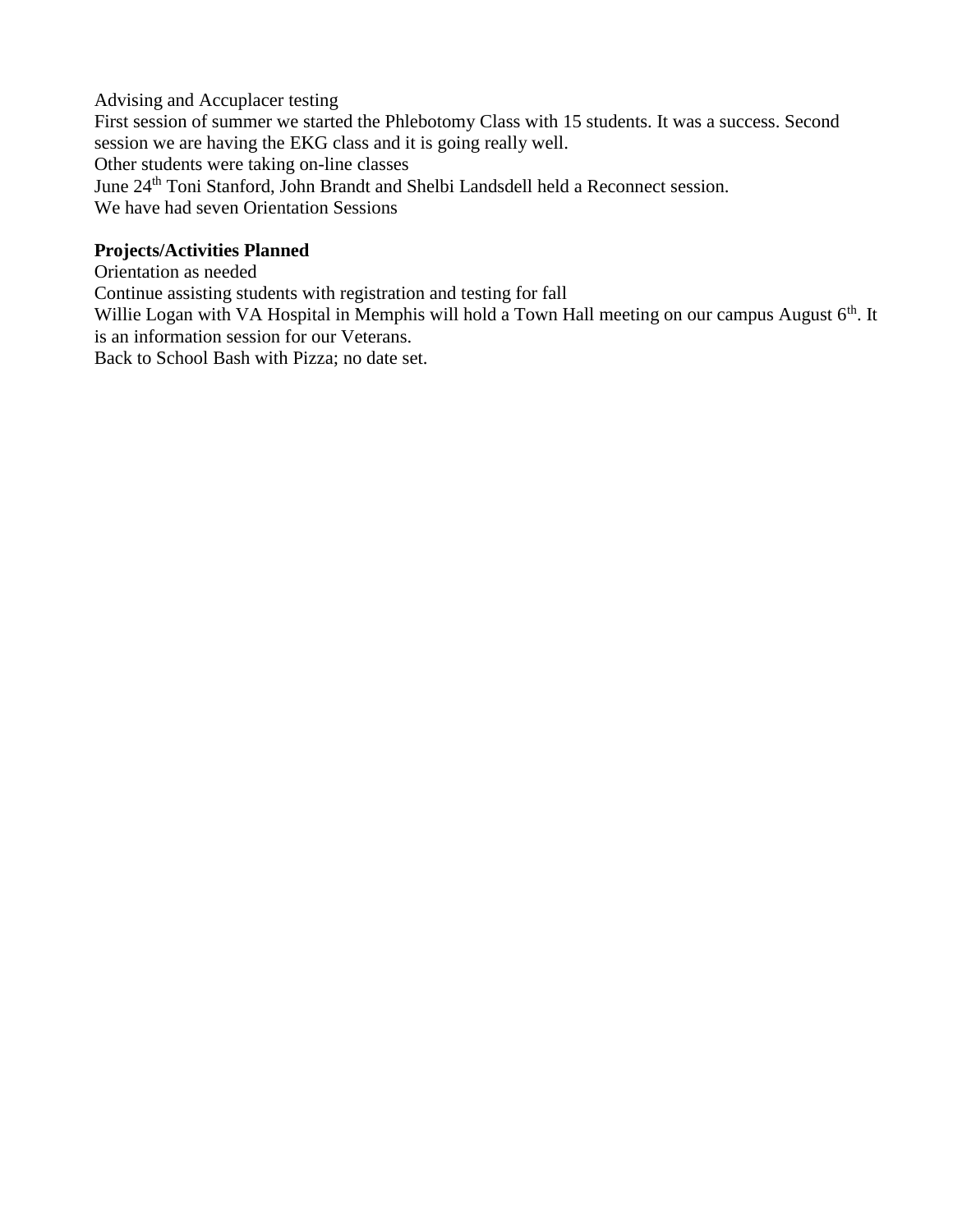Advising and Accuplacer testing

First session of summer we started the Phlebotomy Class with 15 students. It was a success. Second session we are having the EKG class and it is going really well.

Other students were taking on-line classes

June 24th Toni Stanford, John Brandt and Shelbi Landsdell held a Reconnect session.

We have had seven Orientation Sessions

**Projects/Activities Planned**

Orientation as needed

Continue assisting students with registration and testing for fall

Willie Logan with VA Hospital in Memphis will hold a Town Hall meeting on our campus August 6th. It is an information session for our Veterans.

Back to School Bash with Pizza; no date set.